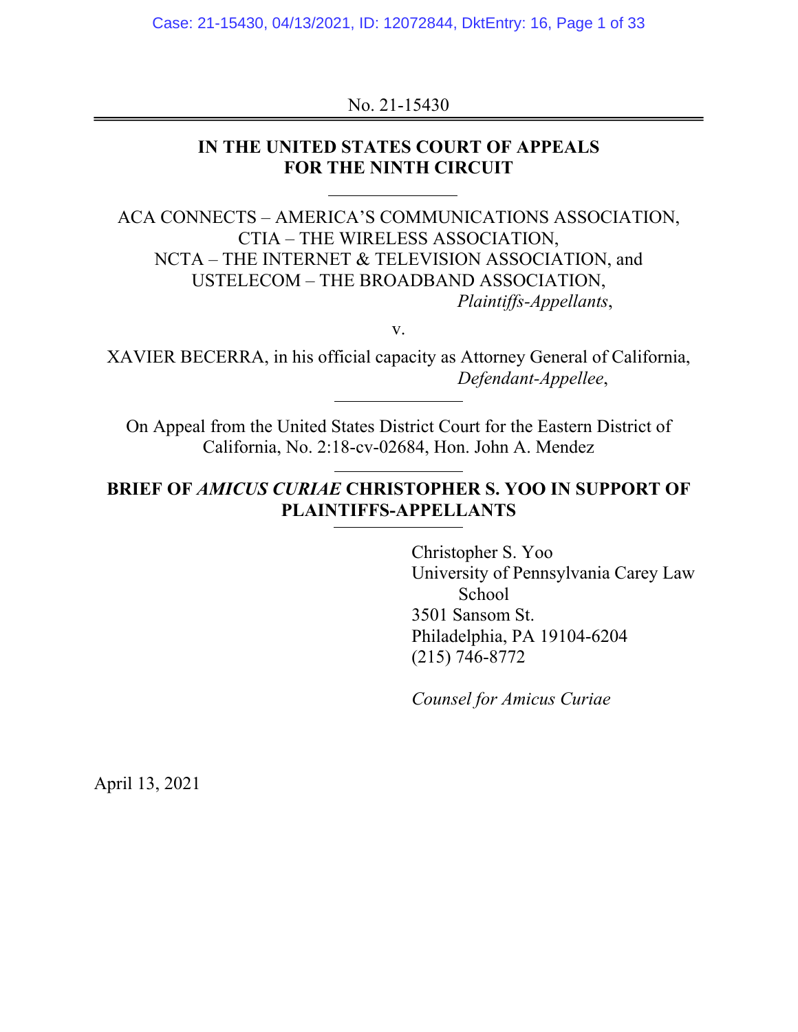No. 21-15430

# IN THE UNITED STATES COURT OF APPEALS FOR THE NINTH CIRCUIT

ACA CONNECTS – AMERICA'S COMMUNICATIONS ASSOCIATION,
CTIA – THE WIRELESS ASSOCIATION,
NCTA – THE INTERNET & TELEVISION ASSOCIATION, and
USTELECOM – THE BROADBAND ASSOCIATION,
*Plaintiffs-Appellants*,

v.

XAVIER BECERRA, in his official capacity as Attorney General of California,
*Defendant-Appellee*,

On Appeal from the United States District Court for the Eastern District of California, No. 2:18-cv-02684, Hon. John A. Mendez

## BRIEF OF *AMICUS CURIAE* CHRISTOPHER S. YOO IN SUPPORT OF PLAINTIFFS-APPELLANTS

Christopher S. Yoo
University of Pennsylvania Carey Law School
3501 Sansom St.
Philadelphia, PA 19104-6204
(215) 746-8772

*Counsel for Amicus Curiae*

April 13, 2021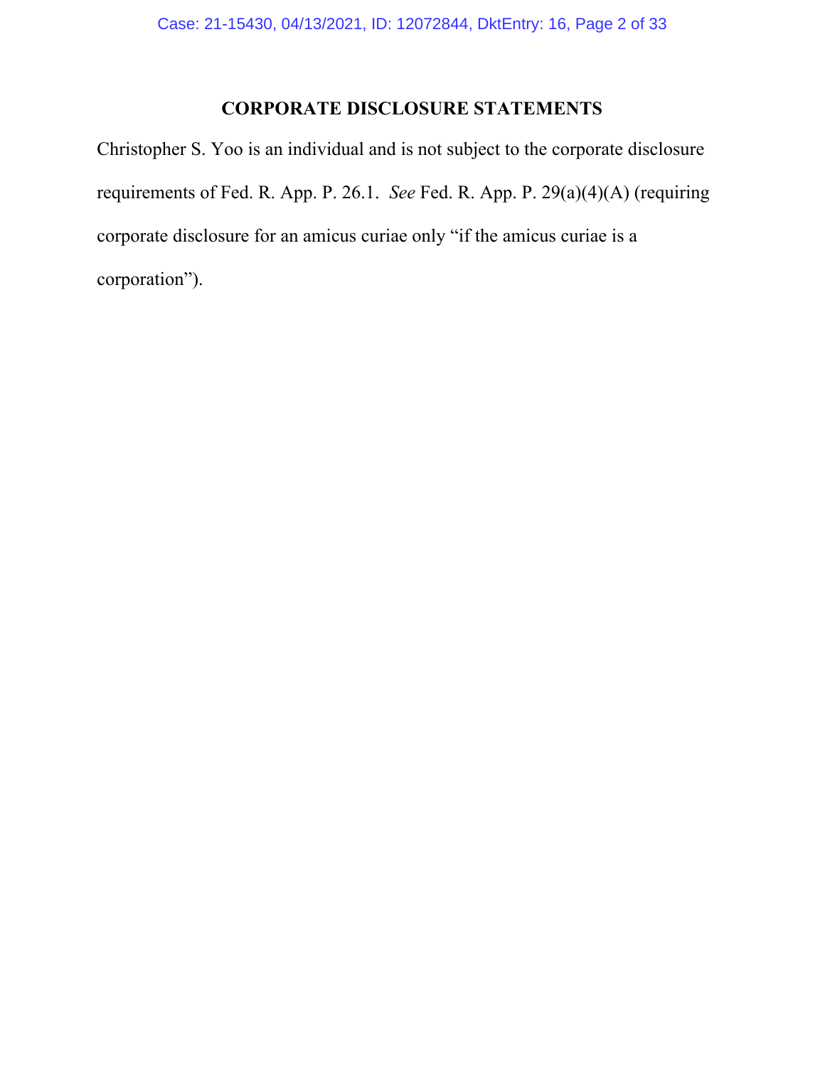# CORPORATE DISCLOSURE STATEMENTS

Christopher S. Yoo is an individual and is not subject to the corporate disclosure requirements of Fed. R. App. P. 26.1. *See* Fed. R. App. P. 29(a)(4)(A) (requiring corporate disclosure for an amicus curiae only "if the amicus curiae is a corporation").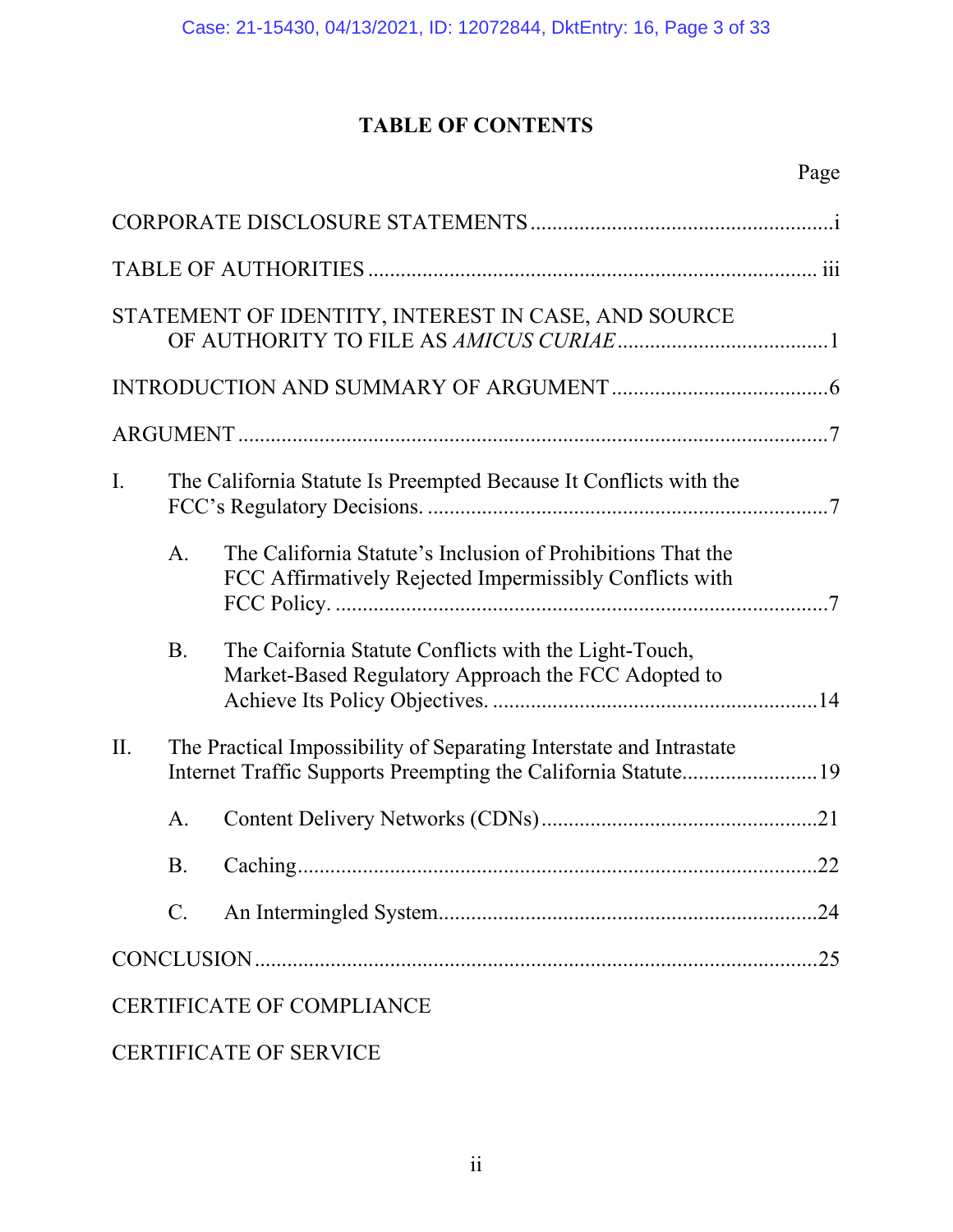# TABLE OF CONTENTS

| | Page |
|---|---|
| CORPORATE DISCLOSURE STATEMENTS | i |
| TABLE OF AUTHORITIES | iii |
| STATEMENT OF IDENTITY, INTEREST IN CASE, AND SOURCE OF AUTHORITY TO FILE AS *AMICUS CURIAE* | 1 |
| INTRODUCTION AND SUMMARY OF ARGUMENT | 6 |
| ARGUMENT | 7 |
| I. The California Statute Is Preempted Because It Conflicts with the FCC's Regulatory Decisions. | 7 |
| A. The California Statute's Inclusion of Prohibitions That the FCC Affirmatively Rejected Impermissibly Conflicts with FCC Policy. | 7 |
| B. The California Statute Conflicts with the Light-Touch, Market-Based Regulatory Approach the FCC Adopted to Achieve Its Policy Objectives. | 14 |
| II. The Practical Impossibility of Separating Interstate and Intrastate Internet Traffic Supports Preempting the California Statute | 19 |
| A. Content Delivery Networks (CDNs) | 21 |
| B. Caching | 22 |
| C. An Intermingled System | 24 |
| CONCLUSION | 25 |
| CERTIFICATE OF COMPLIANCE | |
| CERTIFICATE OF SERVICE | |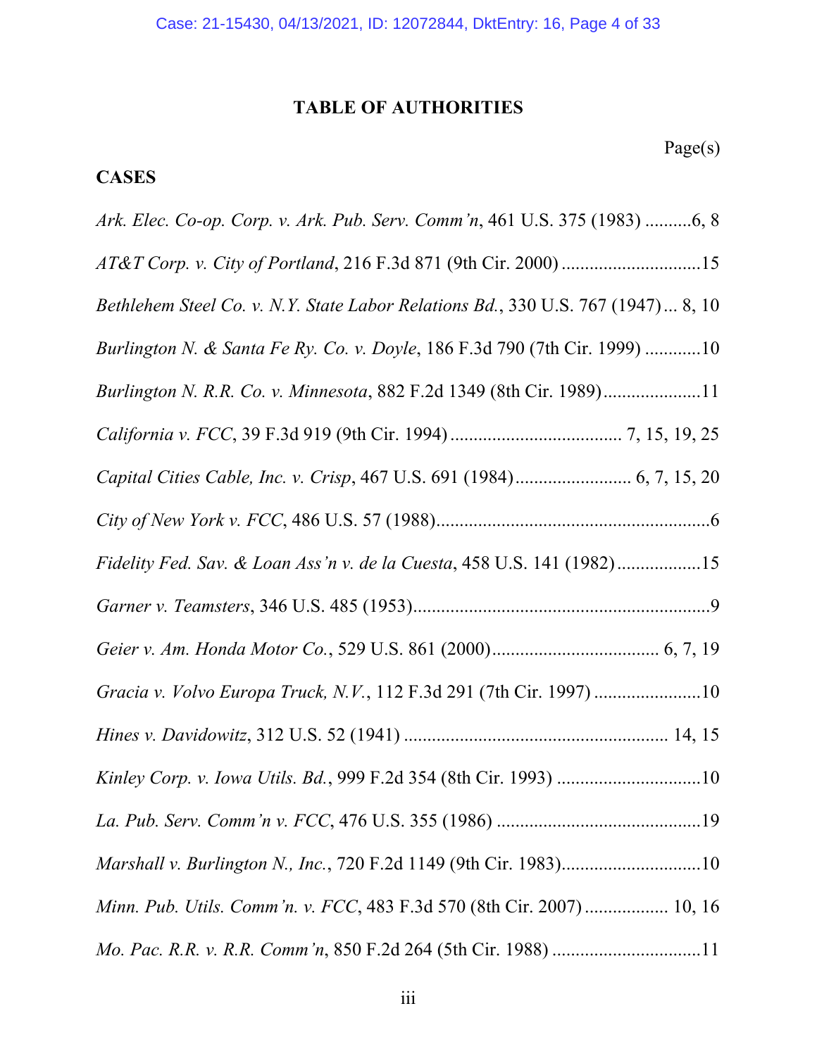# TABLE OF AUTHORITIES

Page(s)

## CASES

*Ark. Elec. Co-op. Corp. v. Ark. Pub. Serv. Comm'n*, 461 U.S. 375 (1983) ..........6, 8

*AT&T Corp. v. City of Portland*, 216 F.3d 871 (9th Cir. 2000) ..............................15

*Bethlehem Steel Co. v. N.Y. State Labor Relations Bd.*, 330 U.S. 767 (1947)... 8, 10

*Burlington N. & Santa Fe Ry. Co. v. Doyle*, 186 F.3d 790 (7th Cir. 1999) ............10

*Burlington N. R.R. Co. v. Minnesota*, 882 F.2d 1349 (8th Cir. 1989).....................11

*California v. FCC*, 39 F.3d 919 (9th Cir. 1994) ..................................... 7, 15, 19, 25

*Capital Cities Cable, Inc. v. Crisp*, 467 U.S. 691 (1984)......................... 6, 7, 15, 20

*City of New York v. FCC*, 486 U.S. 57 (1988)...........................................................6

*Fidelity Fed. Sav. & Loan Ass'n v. de la Cuesta*, 458 U.S. 141 (1982)..................15

*Garner v. Teamsters*, 346 U.S. 485 (1953)................................................................9

*Geier v. Am. Honda Motor Co.*, 529 U.S. 861 (2000)................................... 6, 7, 19

*Gracia v. Volvo Europa Truck, N.V.*, 112 F.3d 291 (7th Cir. 1997) .......................10

*Hines v. Davidowitz*, 312 U.S. 52 (1941) ........................................................ 14, 15

*Kinley Corp. v. Iowa Utils. Bd.*, 999 F.2d 354 (8th Cir. 1993) ...............................10

*La. Pub. Serv. Comm'n v. FCC*, 476 U.S. 355 (1986) ............................................19

*Marshall v. Burlington N., Inc.*, 720 F.2d 1149 (9th Cir. 1983)..............................10

*Minn. Pub. Utils. Comm'n. v. FCC*, 483 F.3d 570 (8th Cir. 2007).................. 10, 16

*Mo. Pac. R.R. v. R.R. Comm'n*, 850 F.2d 264 (5th Cir. 1988) ................................11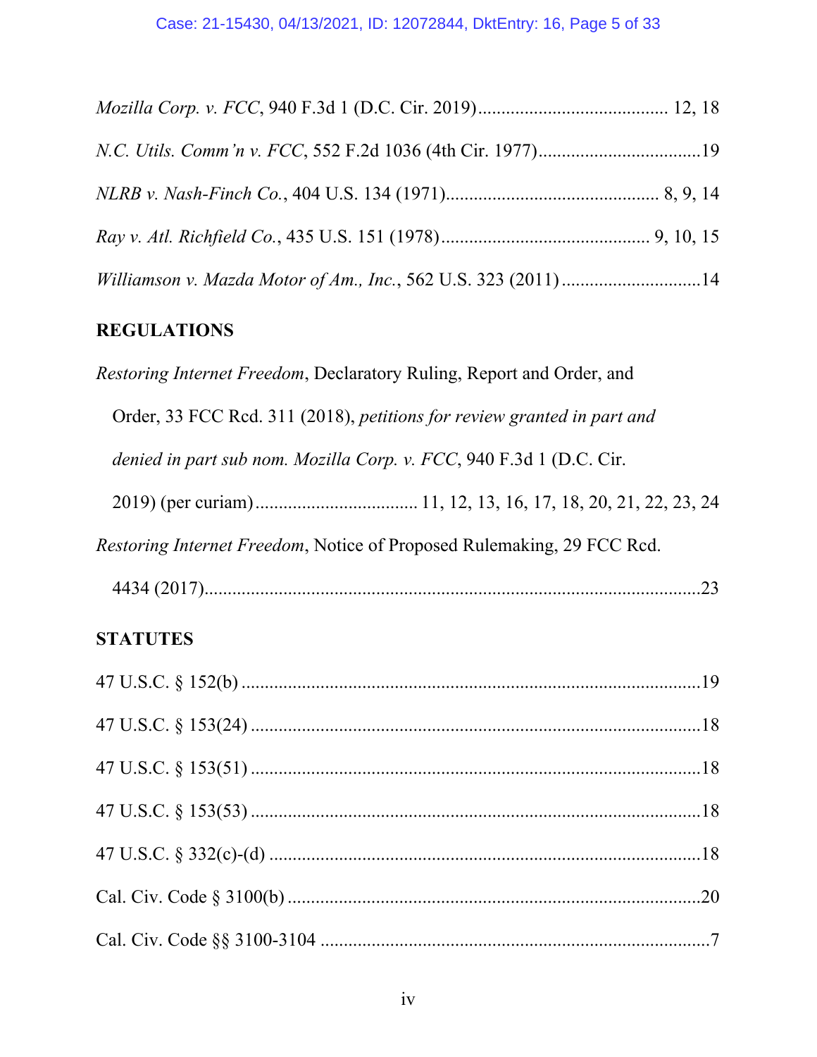*Mozilla Corp. v. FCC*, 940 F.3d 1 (D.C. Cir. 2019) ........................................ 12, 18

*N.C. Utils. Comm'n v. FCC*, 552 F.2d 1036 (4th Cir. 1977) ..................................19

*NLRB v. Nash-Finch Co.*, 404 U.S. 134 (1971) ............................................ 8, 9, 14

*Ray v. Atl. Richfield Co.*, 435 U.S. 151 (1978) ........................................... 9, 10, 15

*Williamson v. Mazda Motor of Am., Inc.*, 562 U.S. 323 (2011) .............................14

**REGULATIONS**

*Restoring Internet Freedom*, Declaratory Ruling, Report and Order, and Order, 33 FCC Rcd. 311 (2018), *petitions for review granted in part and denied in part sub nom. Mozilla Corp. v. FCC*, 940 F.3d 1 (D.C. Cir. 2019) (per curiam) .................................. 11, 12, 13, 16, 17, 18, 20, 21, 22, 23, 24

*Restoring Internet Freedom*, Notice of Proposed Rulemaking, 29 FCC Rcd. 4434 (2017)...........................................................................................23

**STATUTES**

47 U.S.C. § 152(b) ...................................................................................19

47 U.S.C. § 153(24) .................................................................................18

47 U.S.C. § 153(51) .................................................................................18

47 U.S.C. § 153(53) .................................................................................18

47 U.S.C. § 332(c)-(d) .............................................................................18

Cal. Civ. Code § 3100(b) ..........................................................................20

Cal. Civ. Code §§ 3100-3104 .....................................................................7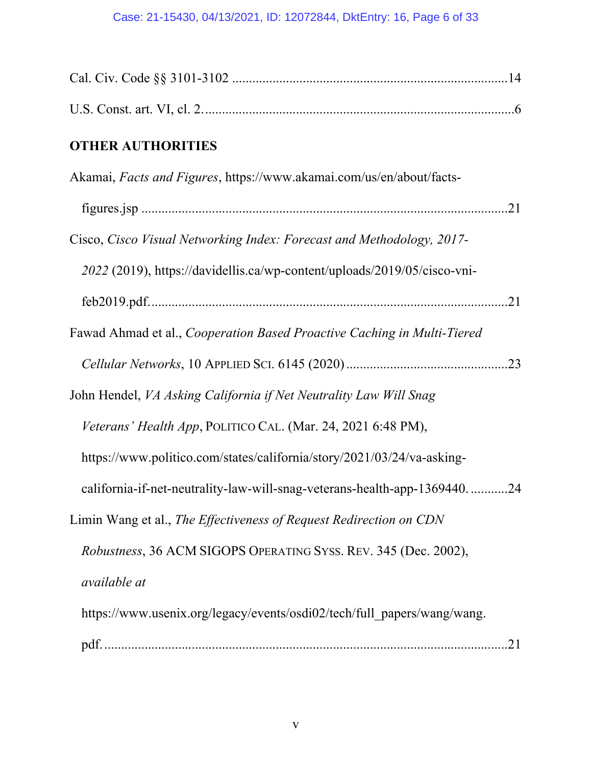Cal. Civ. Code §§ 3101-3102 ....................................................................................14

U.S. Const. art. VI, cl. 2. ..........................................................................................6

## OTHER AUTHORITIES

Akamai, *Facts and Figures*, https://www.akamai.com/us/en/about/facts-figures.jsp ..........................................................................................................21

Cisco, *Cisco Visual Networking Index: Forecast and Methodology, 2017-2022* (2019), https://davidellis.ca/wp-content/uploads/2019/05/cisco-vni-feb2019.pdf. ........................................................................................................21

Fawad Ahmad et al., *Cooperation Based Proactive Caching in Multi-Tiered Cellular Networks*, 10 APPLIED SCI. 6145 (2020) ..............................................23

John Hendel, *VA Asking California if Net Neutrality Law Will Snag Veterans' Health App*, POLITICO CAL. (Mar. 24, 2021 6:48 PM), https://www.politico.com/states/california/story/2021/03/24/va-asking-california-if-net-neutrality-law-will-snag-veterans-health-app-1369440. ...........24

Limin Wang et al., *The Effectiveness of Request Redirection on CDN Robustness*, 36 ACM SIGOPS OPERATING SYSS. REV. 345 (Dec. 2002), *available at* https://www.usenix.org/legacy/events/osdi02/tech/full_papers/wang/wang.pdf. ..........................................................................................................21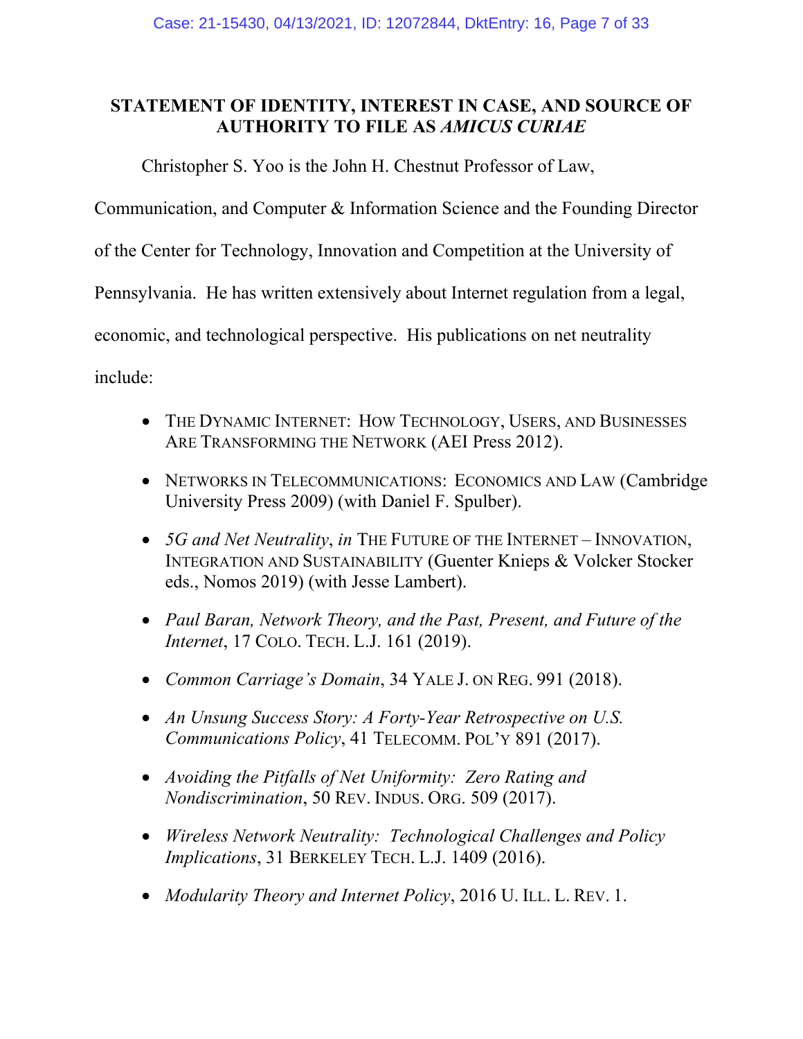## STATEMENT OF IDENTITY, INTEREST IN CASE, AND SOURCE OF AUTHORITY TO FILE AS *AMICUS CURIAE*

Christopher S. Yoo is the John H. Chestnut Professor of Law, Communication, and Computer & Information Science and the Founding Director of the Center for Technology, Innovation and Competition at the University of Pennsylvania. He has written extensively about Internet regulation from a legal, economic, and technological perspective. His publications on net neutrality include:

- THE DYNAMIC INTERNET: HOW TECHNOLOGY, USERS, AND BUSINESSES ARE TRANSFORMING THE NETWORK (AEI Press 2012).
- NETWORKS IN TELECOMMUNICATIONS: ECONOMICS AND LAW (Cambridge University Press 2009) (with Daniel F. Spulber).
- *5G and Net Neutrality*, *in* THE FUTURE OF THE INTERNET – INNOVATION, INTEGRATION AND SUSTAINABILITY (Guenter Knieps & Volcker Stocker eds., Nomos 2019) (with Jesse Lambert).
- *Paul Baran, Network Theory, and the Past, Present, and Future of the Internet*, 17 COLO. TECH. L.J. 161 (2019).
- *Common Carriage's Domain*, 34 YALE J. ON REG. 991 (2018).
- *An Unsung Success Story: A Forty-Year Retrospective on U.S. Communications Policy*, 41 TELECOMM. POL'Y 891 (2017).
- *Avoiding the Pitfalls of Net Uniformity: Zero Rating and Nondiscrimination*, 50 REV. INDUS. ORG. 509 (2017).
- *Wireless Network Neutrality: Technological Challenges and Policy Implications*, 31 BERKELEY TECH. L.J. 1409 (2016).
- *Modularity Theory and Internet Policy*, 2016 U. ILL. L. REV. 1.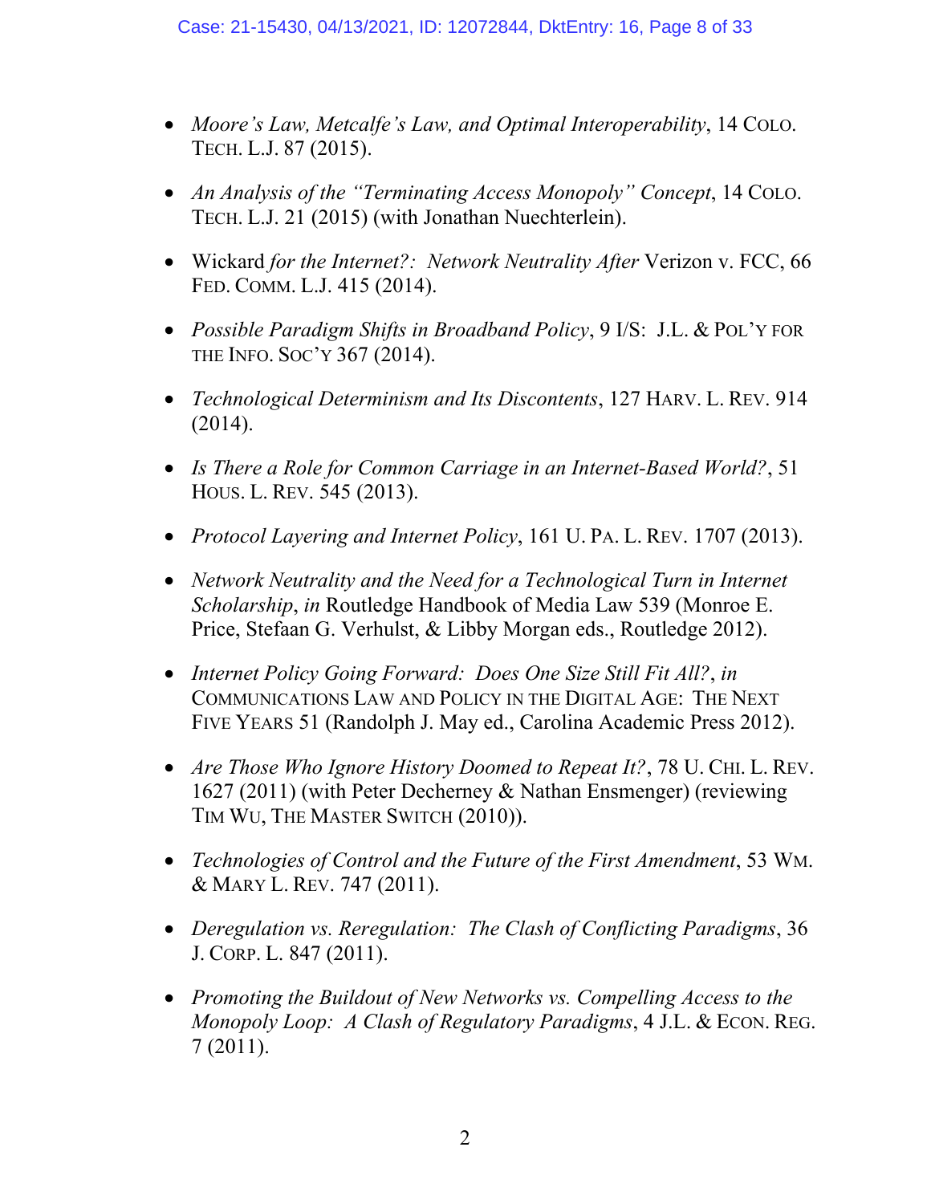- *Moore's Law, Metcalfe's Law, and Optimal Interoperability*, 14 COLO. TECH. L.J. 87 (2015).

- *An Analysis of the "Terminating Access Monopoly" Concept*, 14 COLO. TECH. L.J. 21 (2015) (with Jonathan Nuechterlein).

- Wickard *for the Internet?: Network Neutrality After* Verizon v. FCC, 66 FED. COMM. L.J. 415 (2014).

- *Possible Paradigm Shifts in Broadband Policy*, 9 I/S: J.L. & POL'Y FOR THE INFO. SOC'Y 367 (2014).

- *Technological Determinism and Its Discontents*, 127 HARV. L. REV. 914 (2014).

- *Is There a Role for Common Carriage in an Internet-Based World?*, 51 HOUS. L. REV. 545 (2013).

- *Protocol Layering and Internet Policy*, 161 U. PA. L. REV. 1707 (2013).

- *Network Neutrality and the Need for a Technological Turn in Internet Scholarship*, *in* Routledge Handbook of Media Law 539 (Monroe E. Price, Stefaan G. Verhulst, & Libby Morgan eds., Routledge 2012).

- *Internet Policy Going Forward: Does One Size Still Fit All?*, *in* COMMUNICATIONS LAW AND POLICY IN THE DIGITAL AGE: THE NEXT FIVE YEARS 51 (Randolph J. May ed., Carolina Academic Press 2012).

- *Are Those Who Ignore History Doomed to Repeat It?*, 78 U. CHI. L. REV. 1627 (2011) (with Peter Decherney & Nathan Ensmenger) (reviewing TIM WU, THE MASTER SWITCH (2010)).

- *Technologies of Control and the Future of the First Amendment*, 53 WM. & MARY L. REV. 747 (2011).

- *Deregulation vs. Reregulation: The Clash of Conflicting Paradigms*, 36 J. CORP. L. 847 (2011).

- *Promoting the Buildout of New Networks vs. Compelling Access to the Monopoly Loop: A Clash of Regulatory Paradigms*, 4 J.L. & ECON. REG. 7 (2011).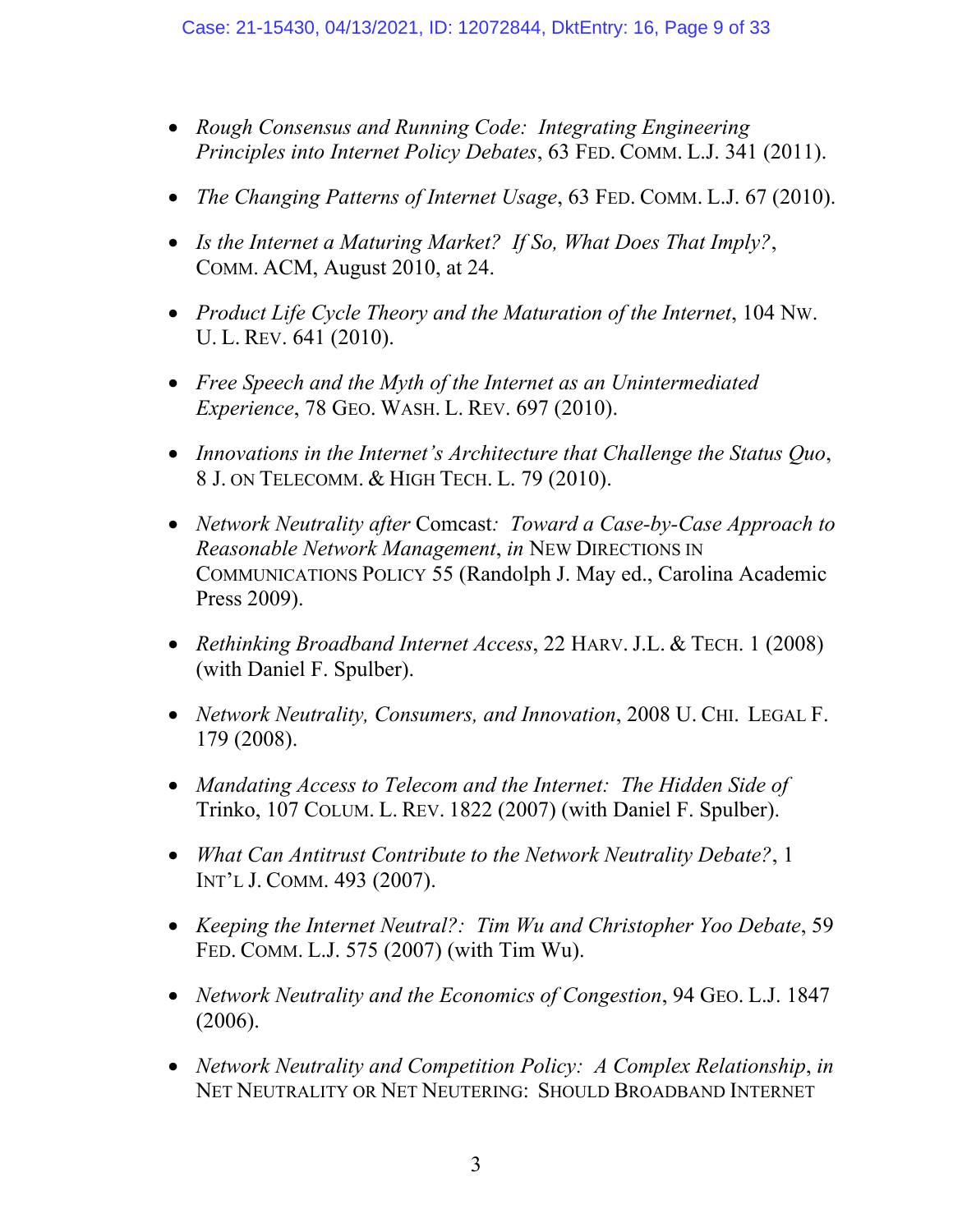- *Rough Consensus and Running Code: Integrating Engineering Principles into Internet Policy Debates*, 63 FED. COMM. L.J. 341 (2011).

- *The Changing Patterns of Internet Usage*, 63 FED. COMM. L.J. 67 (2010).

- *Is the Internet a Maturing Market? If So, What Does That Imply?*, COMM. ACM, August 2010, at 24.

- *Product Life Cycle Theory and the Maturation of the Internet*, 104 NW. U. L. REV. 641 (2010).

- *Free Speech and the Myth of the Internet as an Unintermediated Experience*, 78 GEO. WASH. L. REV. 697 (2010).

- *Innovations in the Internet's Architecture that Challenge the Status Quo*, 8 J. ON TELECOMM. & HIGH TECH. L. 79 (2010).

- *Network Neutrality after* Comcast*: Toward a Case-by-Case Approach to Reasonable Network Management*, *in* NEW DIRECTIONS IN COMMUNICATIONS POLICY 55 (Randolph J. May ed., Carolina Academic Press 2009).

- *Rethinking Broadband Internet Access*, 22 HARV. J.L. & TECH. 1 (2008) (with Daniel F. Spulber).

- *Network Neutrality, Consumers, and Innovation*, 2008 U. CHI. LEGAL F. 179 (2008).

- *Mandating Access to Telecom and the Internet: The Hidden Side of* Trinko, 107 COLUM. L. REV. 1822 (2007) (with Daniel F. Spulber).

- *What Can Antitrust Contribute to the Network Neutrality Debate?*, 1 INT'L J. COMM. 493 (2007).

- *Keeping the Internet Neutral?: Tim Wu and Christopher Yoo Debate*, 59 FED. COMM. L.J. 575 (2007) (with Tim Wu).

- *Network Neutrality and the Economics of Congestion*, 94 GEO. L.J. 1847 (2006).

- *Network Neutrality and Competition Policy: A Complex Relationship*, *in* NET NEUTRALITY OR NET NEUTERING: SHOULD BROADBAND INTERNET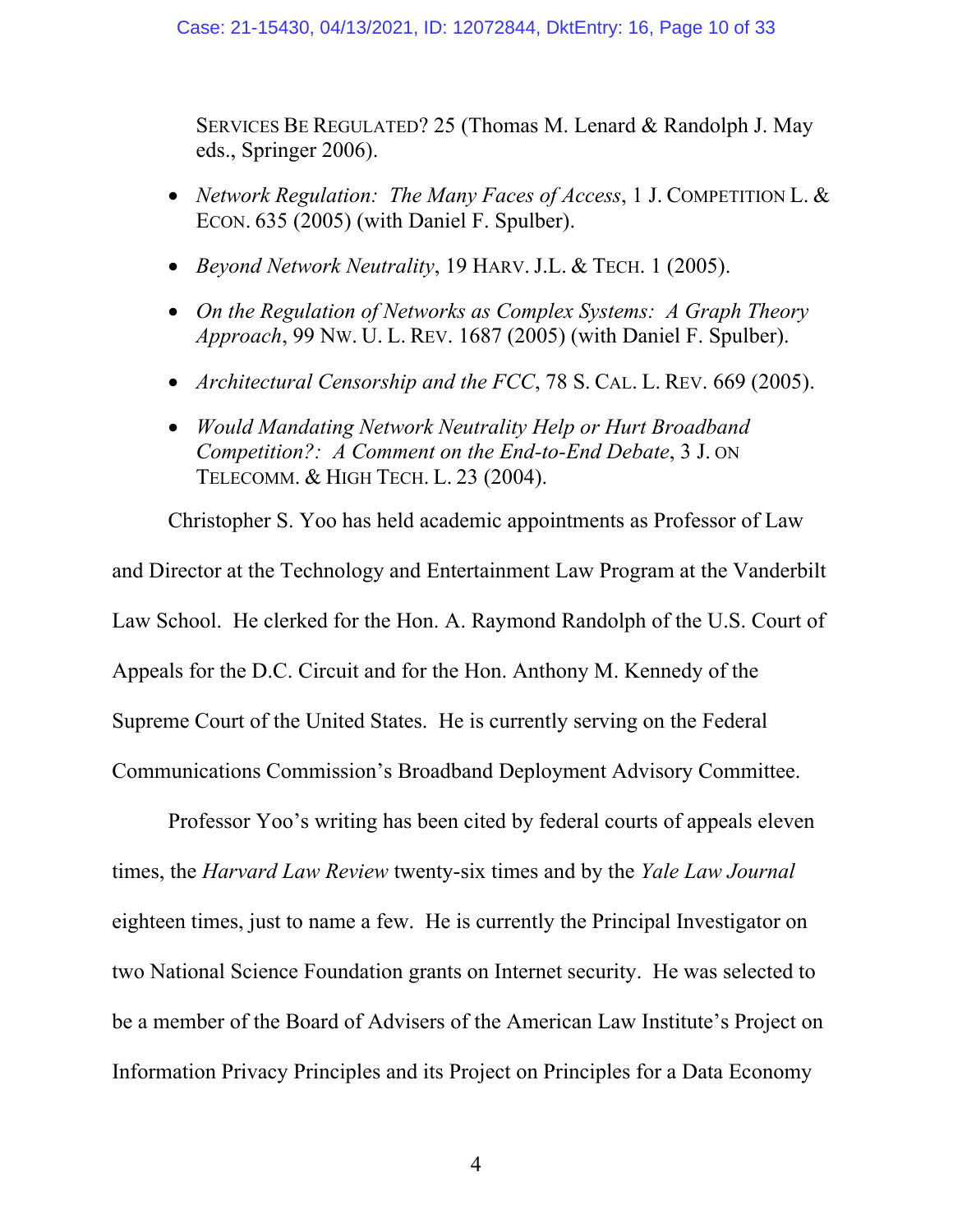SERVICES BE REGULATED? 25 (Thomas M. Lenard & Randolph J. May eds., Springer 2006).

- *Network Regulation: The Many Faces of Access*, 1 J. COMPETITION L. & ECON. 635 (2005) (with Daniel F. Spulber).
- *Beyond Network Neutrality*, 19 HARV. J.L. & TECH. 1 (2005).
- *On the Regulation of Networks as Complex Systems: A Graph Theory Approach*, 99 NW. U. L. REV. 1687 (2005) (with Daniel F. Spulber).
- *Architectural Censorship and the FCC*, 78 S. CAL. L. REV. 669 (2005).
- *Would Mandating Network Neutrality Help or Hurt Broadband Competition?: A Comment on the End-to-End Debate*, 3 J. ON TELECOMM. & HIGH TECH. L. 23 (2004).

Christopher S. Yoo has held academic appointments as Professor of Law and Director at the Technology and Entertainment Law Program at the Vanderbilt Law School. He clerked for the Hon. A. Raymond Randolph of the U.S. Court of Appeals for the D.C. Circuit and for the Hon. Anthony M. Kennedy of the Supreme Court of the United States. He is currently serving on the Federal Communications Commission's Broadband Deployment Advisory Committee.

Professor Yoo's writing has been cited by federal courts of appeals eleven times, the *Harvard Law Review* twenty-six times and by the *Yale Law Journal* eighteen times, just to name a few. He is currently the Principal Investigator on two National Science Foundation grants on Internet security. He was selected to be a member of the Board of Advisers of the American Law Institute's Project on Information Privacy Principles and its Project on Principles for a Data Economy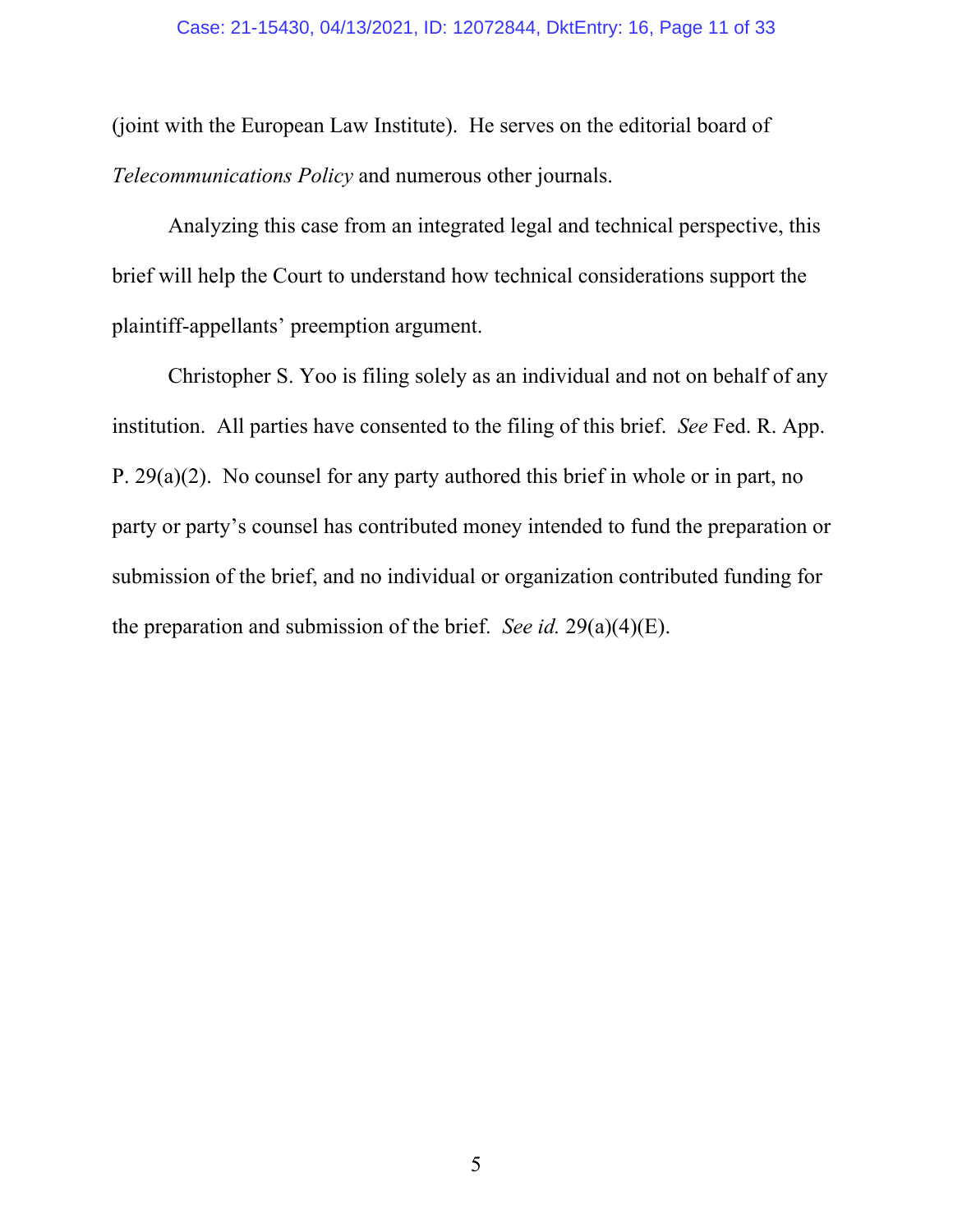(joint with the European Law Institute). He serves on the editorial board of *Telecommunications Policy* and numerous other journals.

Analyzing this case from an integrated legal and technical perspective, this brief will help the Court to understand how technical considerations support the plaintiff-appellants' preemption argument.

Christopher S. Yoo is filing solely as an individual and not on behalf of any institution. All parties have consented to the filing of this brief. *See* Fed. R. App. P. 29(a)(2). No counsel for any party authored this brief in whole or in part, no party or party's counsel has contributed money intended to fund the preparation or submission of the brief, and no individual or organization contributed funding for the preparation and submission of the brief. *See id.* 29(a)(4)(E).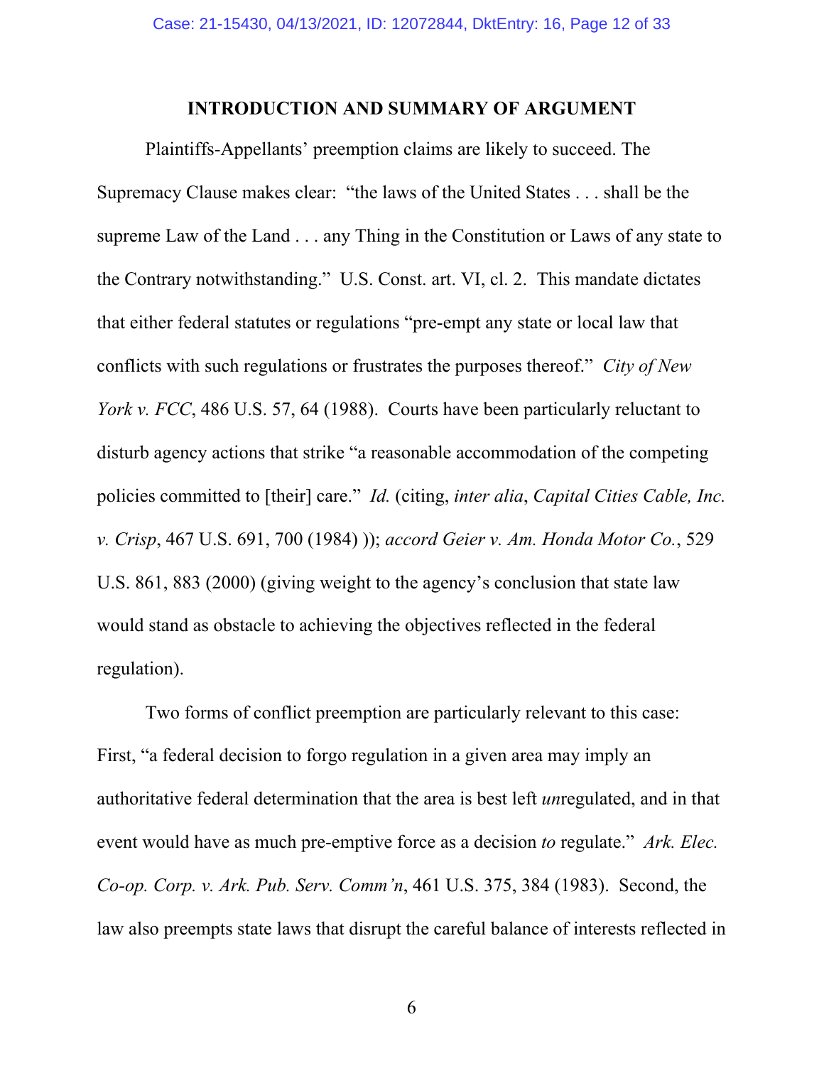## INTRODUCTION AND SUMMARY OF ARGUMENT

Plaintiffs-Appellants' preemption claims are likely to succeed. The Supremacy Clause makes clear: "the laws of the United States . . . shall be the supreme Law of the Land . . . any Thing in the Constitution or Laws of any state to the Contrary notwithstanding." U.S. Const. art. VI, cl. 2. This mandate dictates that either federal statutes or regulations "pre-empt any state or local law that conflicts with such regulations or frustrates the purposes thereof." *City of New York v. FCC*, 486 U.S. 57, 64 (1988). Courts have been particularly reluctant to disturb agency actions that strike "a reasonable accommodation of the competing policies committed to [their] care." *Id.* (citing, *inter alia*, *Capital Cities Cable, Inc. v. Crisp*, 467 U.S. 691, 700 (1984) )); *accord Geier v. Am. Honda Motor Co.*, 529 U.S. 861, 883 (2000) (giving weight to the agency's conclusion that state law would stand as obstacle to achieving the objectives reflected in the federal regulation).

Two forms of conflict preemption are particularly relevant to this case: First, "a federal decision to forgo regulation in a given area may imply an authoritative federal determination that the area is best left *un*regulated, and in that event would have as much pre-emptive force as a decision *to* regulate." *Ark. Elec. Co-op. Corp. v. Ark. Pub. Serv. Comm'n*, 461 U.S. 375, 384 (1983). Second, the law also preempts state laws that disrupt the careful balance of interests reflected in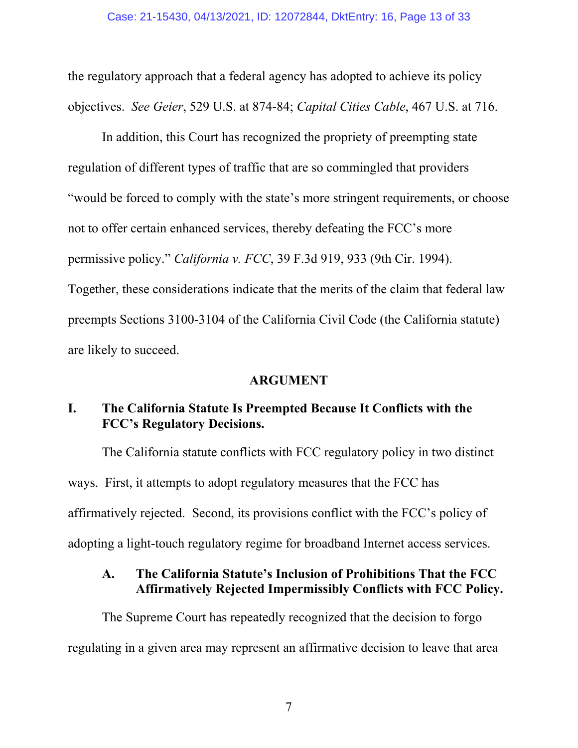the regulatory approach that a federal agency has adopted to achieve its policy objectives. *See Geier*, 529 U.S. at 874-84; *Capital Cities Cable*, 467 U.S. at 716.

In addition, this Court has recognized the propriety of preempting state regulation of different types of traffic that are so commingled that providers "would be forced to comply with the state's more stringent requirements, or choose not to offer certain enhanced services, thereby defeating the FCC's more permissive policy." *California v. FCC*, 39 F.3d 919, 933 (9th Cir. 1994). Together, these considerations indicate that the merits of the claim that federal law preempts Sections 3100-3104 of the California Civil Code (the California statute) are likely to succeed.

## ARGUMENT

### I. The California Statute Is Preempted Because It Conflicts with the FCC's Regulatory Decisions.

The California statute conflicts with FCC regulatory policy in two distinct ways. First, it attempts to adopt regulatory measures that the FCC has affirmatively rejected. Second, its provisions conflict with the FCC's policy of adopting a light-touch regulatory regime for broadband Internet access services.

#### A. The California Statute's Inclusion of Prohibitions That the FCC Affirmatively Rejected Impermissibly Conflicts with FCC Policy.

The Supreme Court has repeatedly recognized that the decision to forgo regulating in a given area may represent an affirmative decision to leave that area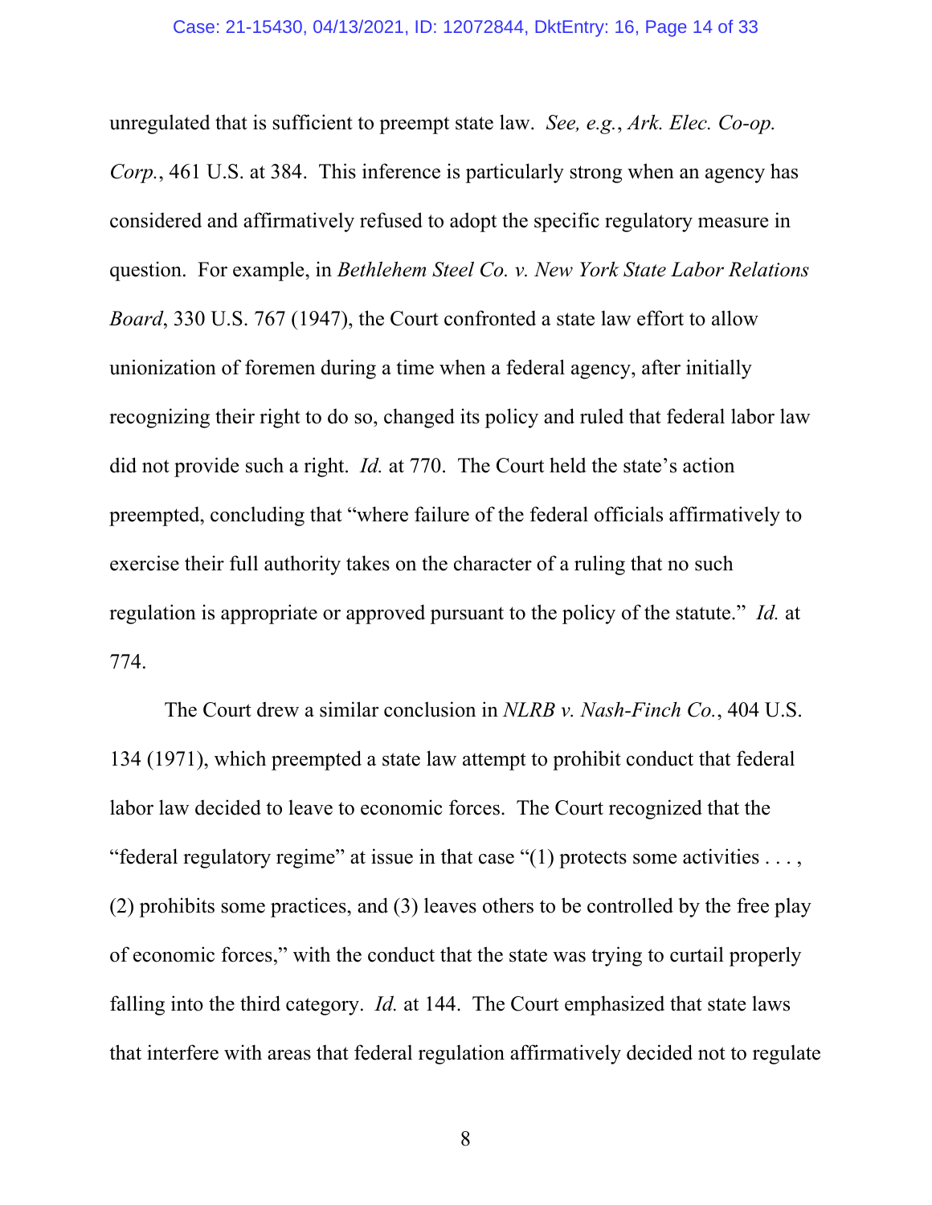unregulated that is sufficient to preempt state law. *See, e.g.*, *Ark. Elec. Co-op. Corp.*, 461 U.S. at 384. This inference is particularly strong when an agency has considered and affirmatively refused to adopt the specific regulatory measure in question. For example, in *Bethlehem Steel Co. v. New York State Labor Relations Board*, 330 U.S. 767 (1947), the Court confronted a state law effort to allow unionization of foremen during a time when a federal agency, after initially recognizing their right to do so, changed its policy and ruled that federal labor law did not provide such a right. *Id.* at 770. The Court held the state's action preempted, concluding that "where failure of the federal officials affirmatively to exercise their full authority takes on the character of a ruling that no such regulation is appropriate or approved pursuant to the policy of the statute." *Id.* at 774.

The Court drew a similar conclusion in *NLRB v. Nash-Finch Co.*, 404 U.S. 134 (1971), which preempted a state law attempt to prohibit conduct that federal labor law decided to leave to economic forces. The Court recognized that the "federal regulatory regime" at issue in that case "(1) protects some activities . . . , (2) prohibits some practices, and (3) leaves others to be controlled by the free play of economic forces," with the conduct that the state was trying to curtail properly falling into the third category. *Id.* at 144. The Court emphasized that state laws that interfere with areas that federal regulation affirmatively decided not to regulate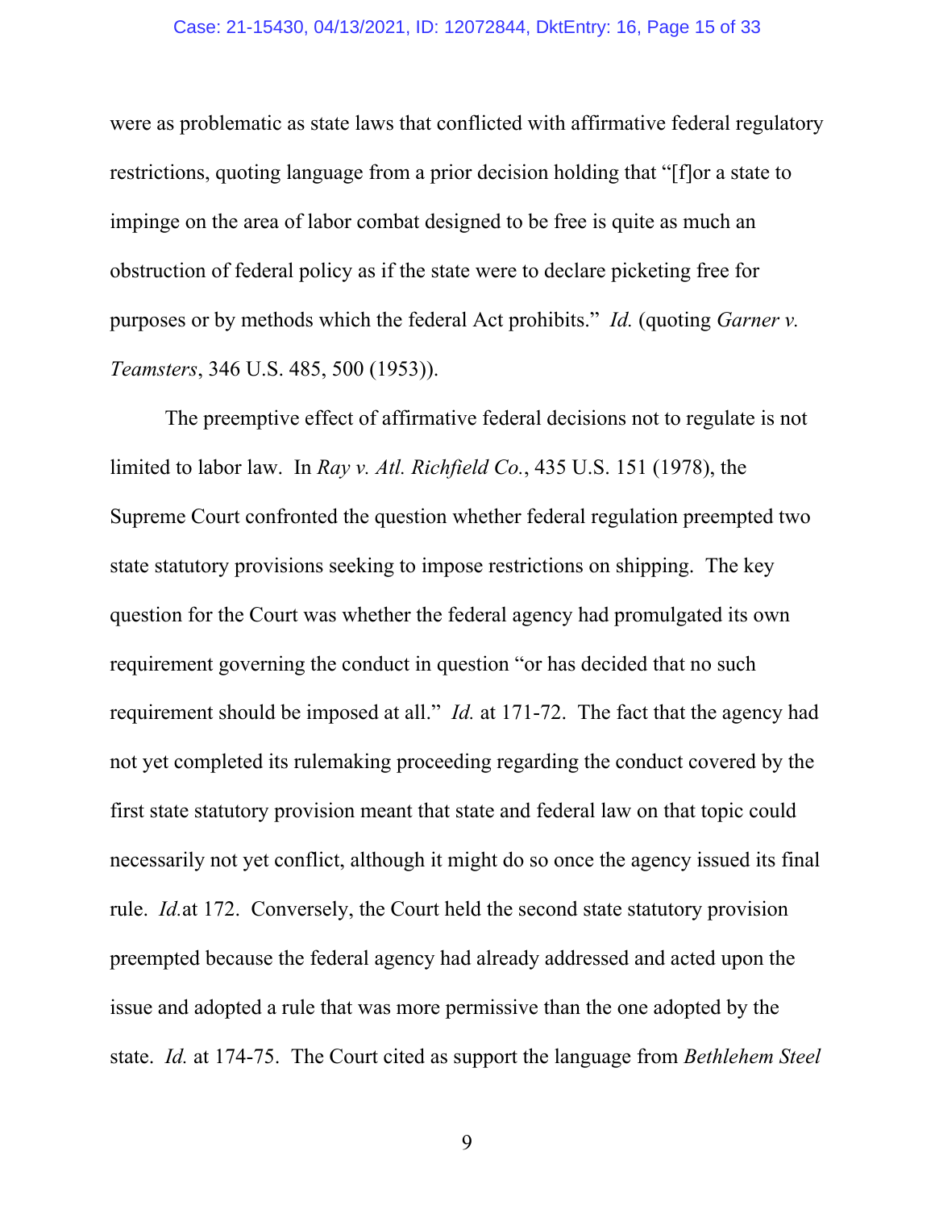were as problematic as state laws that conflicted with affirmative federal regulatory restrictions, quoting language from a prior decision holding that "[f]or a state to impinge on the area of labor combat designed to be free is quite as much an obstruction of federal policy as if the state were to declare picketing free for purposes or by methods which the federal Act prohibits." *Id.* (quoting *Garner v. Teamsters*, 346 U.S. 485, 500 (1953)).

The preemptive effect of affirmative federal decisions not to regulate is not limited to labor law. In *Ray v. Atl. Richfield Co.*, 435 U.S. 151 (1978), the Supreme Court confronted the question whether federal regulation preempted two state statutory provisions seeking to impose restrictions on shipping. The key question for the Court was whether the federal agency had promulgated its own requirement governing the conduct in question "or has decided that no such requirement should be imposed at all." *Id.* at 171-72. The fact that the agency had not yet completed its rulemaking proceeding regarding the conduct covered by the first state statutory provision meant that state and federal law on that topic could necessarily not yet conflict, although it might do so once the agency issued its final rule. *Id.*at 172. Conversely, the Court held the second state statutory provision preempted because the federal agency had already addressed and acted upon the issue and adopted a rule that was more permissive than the one adopted by the state. *Id.* at 174-75. The Court cited as support the language from *Bethlehem Steel*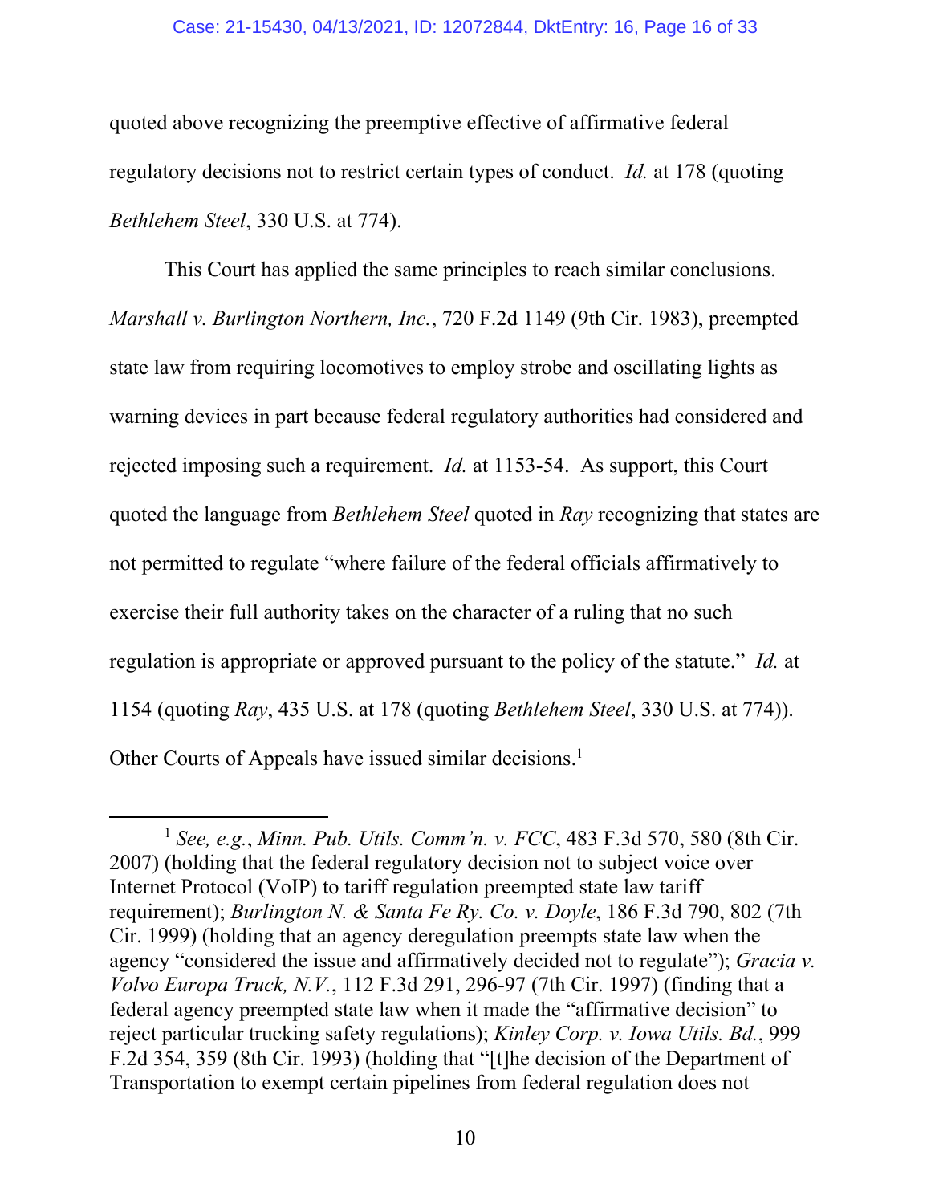quoted above recognizing the preemptive effective of affirmative federal regulatory decisions not to restrict certain types of conduct. *Id.* at 178 (quoting *Bethlehem Steel*, 330 U.S. at 774).

This Court has applied the same principles to reach similar conclusions. *Marshall v. Burlington Northern, Inc.*, 720 F.2d 1149 (9th Cir. 1983), preempted state law from requiring locomotives to employ strobe and oscillating lights as warning devices in part because federal regulatory authorities had considered and rejected imposing such a requirement. *Id.* at 1153-54. As support, this Court quoted the language from *Bethlehem Steel* quoted in *Ray* recognizing that states are not permitted to regulate "where failure of the federal officials affirmatively to exercise their full authority takes on the character of a ruling that no such regulation is appropriate or approved pursuant to the policy of the statute." *Id.* at 1154 (quoting *Ray*, 435 U.S. at 178 (quoting *Bethlehem Steel*, 330 U.S. at 774)). Other Courts of Appeals have issued similar decisions.[1]

---

[1] *See, e.g.*, *Minn. Pub. Utils. Comm'n. v. FCC*, 483 F.3d 570, 580 (8th Cir. 2007) (holding that the federal regulatory decision not to subject voice over Internet Protocol (VoIP) to tariff regulation preempted state law tariff requirement); *Burlington N. & Santa Fe Ry. Co. v. Doyle*, 186 F.3d 790, 802 (7th Cir. 1999) (holding that an agency deregulation preempts state law when the agency "considered the issue and affirmatively decided not to regulate"); *Gracia v. Volvo Europa Truck, N.V.*, 112 F.3d 291, 296-97 (7th Cir. 1997) (finding that a federal agency preempted state law when it made the "affirmative decision" to reject particular trucking safety regulations); *Kinley Corp. v. Iowa Utils. Bd.*, 999 F.2d 354, 359 (8th Cir. 1993) (holding that "[t]he decision of the Department of Transportation to exempt certain pipelines from federal regulation does not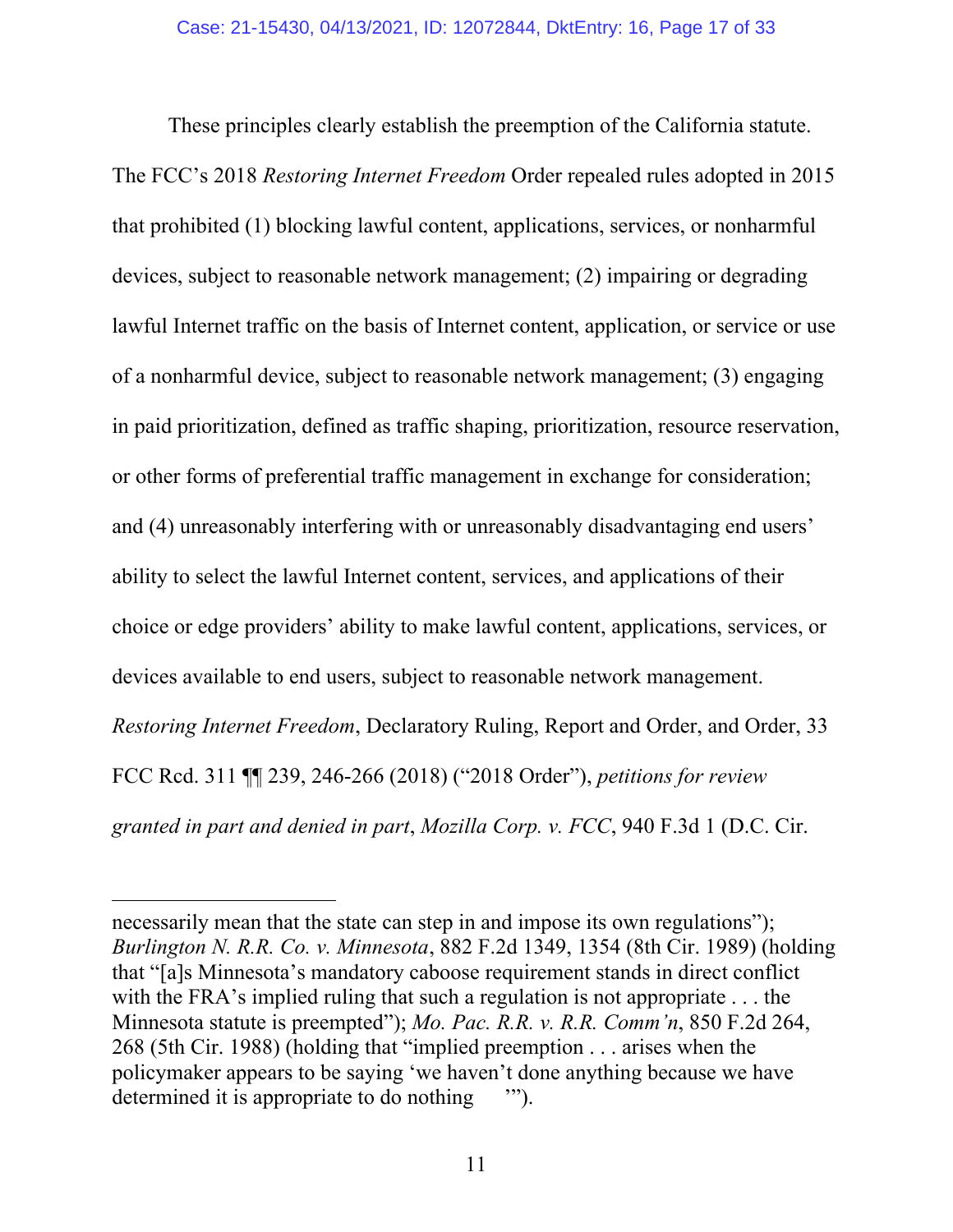These principles clearly establish the preemption of the California statute. The FCC's 2018 *Restoring Internet Freedom* Order repealed rules adopted in 2015 that prohibited (1) blocking lawful content, applications, services, or nonharmful devices, subject to reasonable network management; (2) impairing or degrading lawful Internet traffic on the basis of Internet content, application, or service or use of a nonharmful device, subject to reasonable network management; (3) engaging in paid prioritization, defined as traffic shaping, prioritization, resource reservation, or other forms of preferential traffic management in exchange for consideration; and (4) unreasonably interfering with or unreasonably disadvantaging end users' ability to select the lawful Internet content, services, and applications of their choice or edge providers' ability to make lawful content, applications, services, or devices available to end users, subject to reasonable network management. *Restoring Internet Freedom*, Declaratory Ruling, Report and Order, and Order, 33 FCC Rcd. 311 ¶¶ 239, 246-266 (2018) ("2018 Order"), *petitions for review granted in part and denied in part*, *Mozilla Corp. v. FCC*, 940 F.3d 1 (D.C. Cir.

---

necessarily mean that the state can step in and impose its own regulations"); *Burlington N. R.R. Co. v. Minnesota*, 882 F.2d 1349, 1354 (8th Cir. 1989) (holding that "[a]s Minnesota's mandatory caboose requirement stands in direct conflict with the FRA's implied ruling that such a regulation is not appropriate . . . the Minnesota statute is preempted"); *Mo. Pac. R.R. v. R.R. Comm'n*, 850 F.2d 264, 268 (5th Cir. 1988) (holding that "implied preemption . . . arises when the policymaker appears to be saying 'we haven't done anything because we have determined it is appropriate to do nothing'").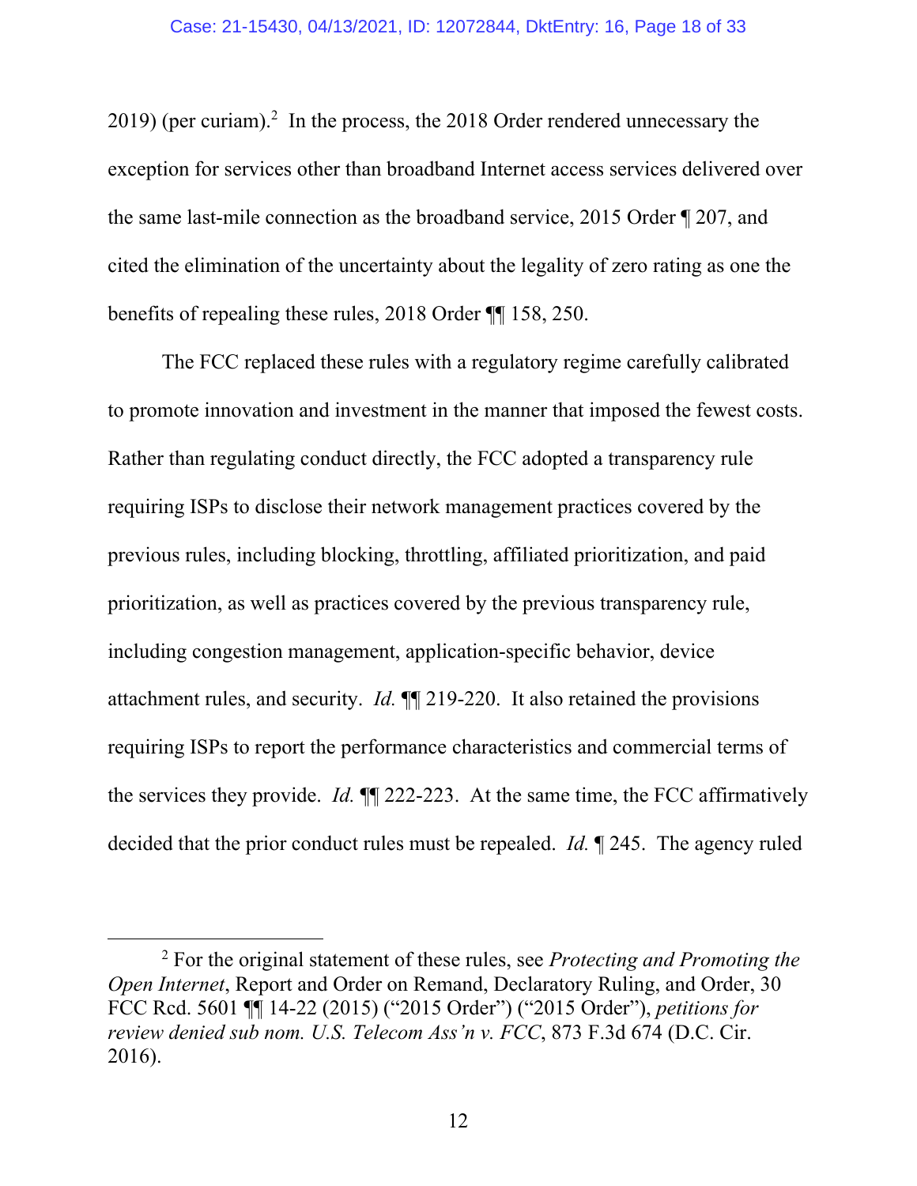2019) (per curiam).[2] In the process, the 2018 Order rendered unnecessary the exception for services other than broadband Internet access services delivered over the same last-mile connection as the broadband service, 2015 Order ¶ 207, and cited the elimination of the uncertainty about the legality of zero rating as one the benefits of repealing these rules, 2018 Order ¶¶ 158, 250.

The FCC replaced these rules with a regulatory regime carefully calibrated to promote innovation and investment in the manner that imposed the fewest costs. Rather than regulating conduct directly, the FCC adopted a transparency rule requiring ISPs to disclose their network management practices covered by the previous rules, including blocking, throttling, affiliated prioritization, and paid prioritization, as well as practices covered by the previous transparency rule, including congestion management, application-specific behavior, device attachment rules, and security. *Id.* ¶¶ 219-220. It also retained the provisions requiring ISPs to report the performance characteristics and commercial terms of the services they provide. *Id.* ¶¶ 222-223. At the same time, the FCC affirmatively decided that the prior conduct rules must be repealed. *Id.* ¶ 245. The agency ruled

---

[2] For the original statement of these rules, see *Protecting and Promoting the Open Internet*, Report and Order on Remand, Declaratory Ruling, and Order, 30 FCC Rcd. 5601 ¶¶ 14-22 (2015) ("2015 Order") ("2015 Order"), *petitions for review denied sub nom. U.S. Telecom Ass'n v. FCC*, 873 F.3d 674 (D.C. Cir. 2016).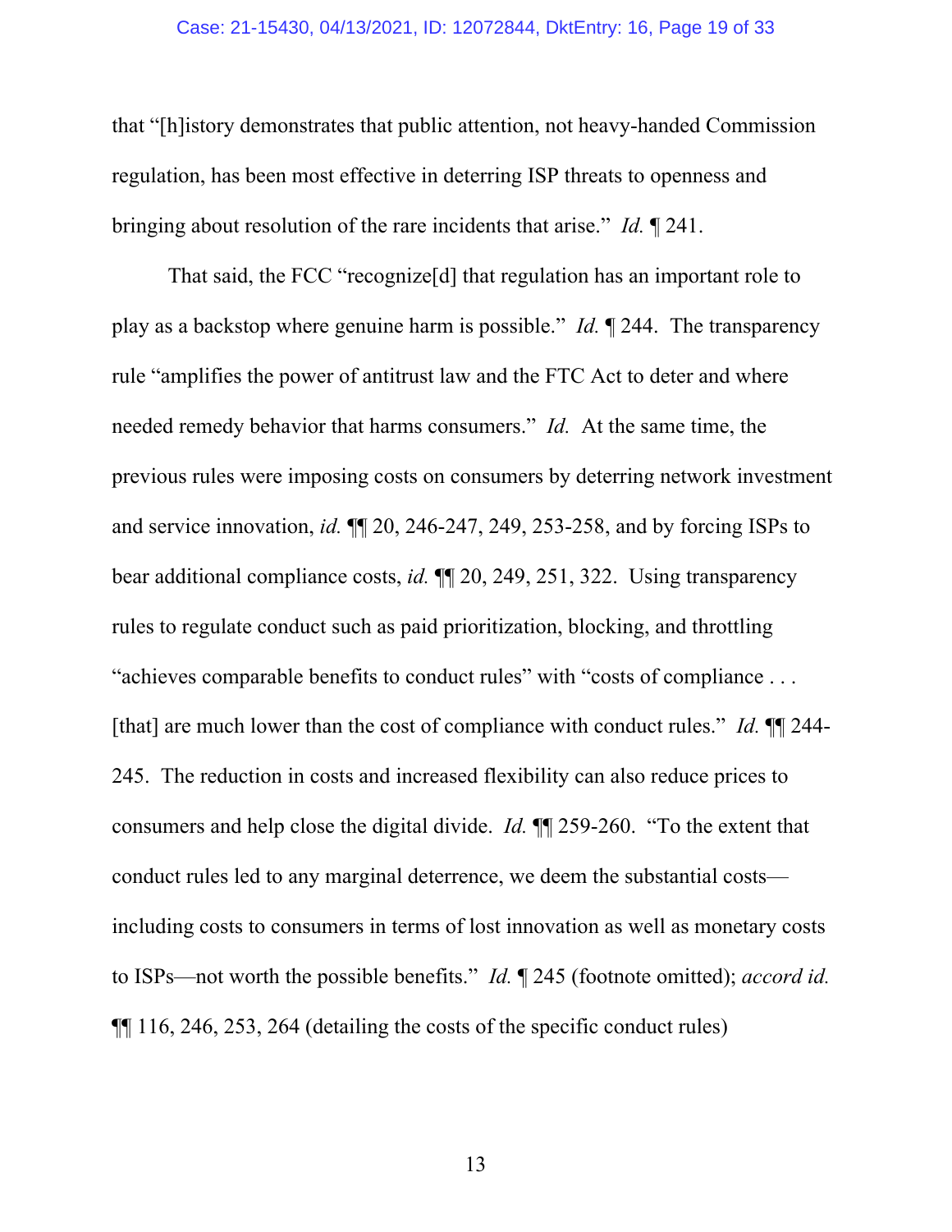that "[h]istory demonstrates that public attention, not heavy-handed Commission regulation, has been most effective in deterring ISP threats to openness and bringing about resolution of the rare incidents that arise." *Id.* ¶ 241.

That said, the FCC "recognize[d] that regulation has an important role to play as a backstop where genuine harm is possible." *Id.* ¶ 244. The transparency rule "amplifies the power of antitrust law and the FTC Act to deter and where needed remedy behavior that harms consumers." *Id.* At the same time, the previous rules were imposing costs on consumers by deterring network investment and service innovation, *id.* ¶¶ 20, 246-247, 249, 253-258, and by forcing ISPs to bear additional compliance costs, *id.* ¶¶ 20, 249, 251, 322. Using transparency rules to regulate conduct such as paid prioritization, blocking, and throttling "achieves comparable benefits to conduct rules" with "costs of compliance . . . [that] are much lower than the cost of compliance with conduct rules." *Id.* ¶¶ 244-245. The reduction in costs and increased flexibility can also reduce prices to consumers and help close the digital divide. *Id.* ¶¶ 259-260. "To the extent that conduct rules led to any marginal deterrence, we deem the substantial costs—including costs to consumers in terms of lost innovation as well as monetary costs to ISPs—not worth the possible benefits." *Id.* ¶ 245 (footnote omitted); *accord id.* ¶¶ 116, 246, 253, 264 (detailing the costs of the specific conduct rules)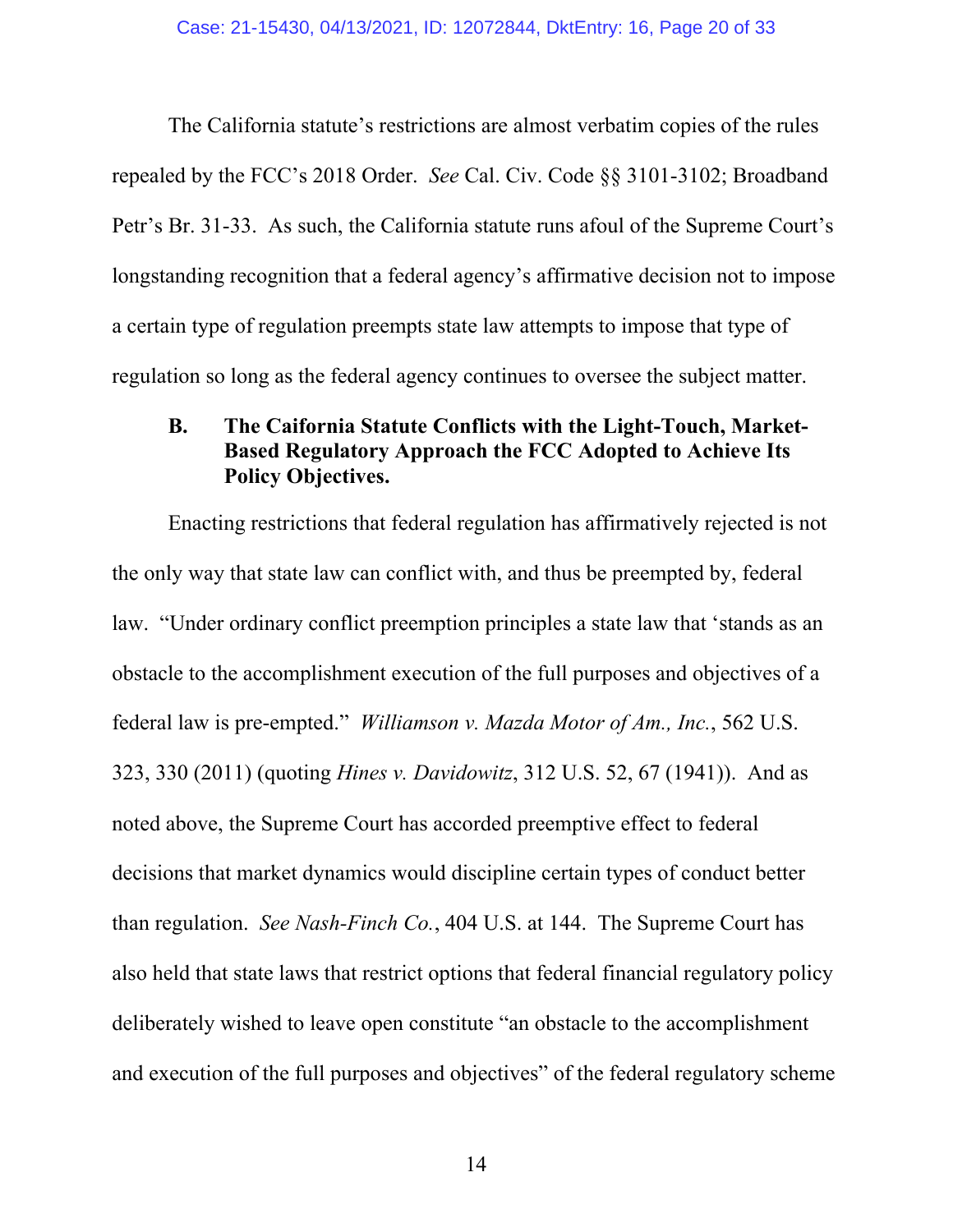The California statute's restrictions are almost verbatim copies of the rules repealed by the FCC's 2018 Order. *See* Cal. Civ. Code §§ 3101-3102; Broadband Petr's Br. 31-33. As such, the California statute runs afoul of the Supreme Court's longstanding recognition that a federal agency's affirmative decision not to impose a certain type of regulation preempts state law attempts to impose that type of regulation so long as the federal agency continues to oversee the subject matter.

### B. The California Statute Conflicts with the Light-Touch, Market-Based Regulatory Approach the FCC Adopted to Achieve Its Policy Objectives.

Enacting restrictions that federal regulation has affirmatively rejected is not the only way that state law can conflict with, and thus be preempted by, federal law. "Under ordinary conflict preemption principles a state law that 'stands as an obstacle to the accomplishment execution of the full purposes and objectives of a federal law is pre-empted." *Williamson v. Mazda Motor of Am., Inc.*, 562 U.S. 323, 330 (2011) (quoting *Hines v. Davidowitz*, 312 U.S. 52, 67 (1941)). And as noted above, the Supreme Court has accorded preemptive effect to federal decisions that market dynamics would discipline certain types of conduct better than regulation. *See Nash-Finch Co.*, 404 U.S. at 144. The Supreme Court has also held that state laws that restrict options that federal financial regulatory policy deliberately wished to leave open constitute "an obstacle to the accomplishment and execution of the full purposes and objectives" of the federal regulatory scheme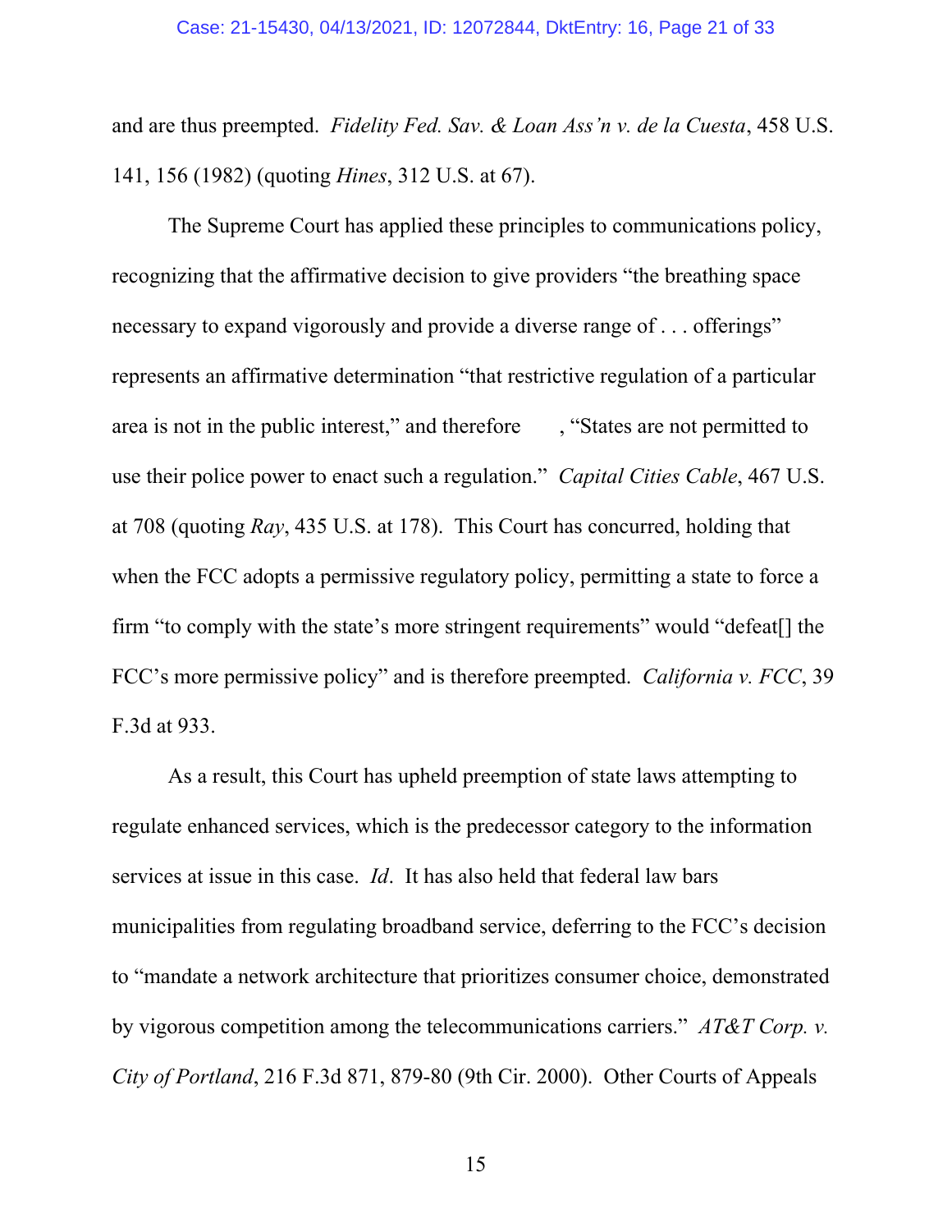and are thus preempted. *Fidelity Fed. Sav. & Loan Ass'n v. de la Cuesta*, 458 U.S. 141, 156 (1982) (quoting *Hines*, 312 U.S. at 67).

The Supreme Court has applied these principles to communications policy, recognizing that the affirmative decision to give providers "the breathing space necessary to expand vigorously and provide a diverse range of . . . offerings" represents an affirmative determination "that restrictive regulation of a particular area is not in the public interest," and therefore , "States are not permitted to use their police power to enact such a regulation." *Capital Cities Cable*, 467 U.S. at 708 (quoting *Ray*, 435 U.S. at 178). This Court has concurred, holding that when the FCC adopts a permissive regulatory policy, permitting a state to force a firm "to comply with the state's more stringent requirements" would "defeat[] the FCC's more permissive policy" and is therefore preempted. *California v. FCC*, 39 F.3d at 933.

As a result, this Court has upheld preemption of state laws attempting to regulate enhanced services, which is the predecessor category to the information services at issue in this case. *Id*. It has also held that federal law bars municipalities from regulating broadband service, deferring to the FCC's decision to "mandate a network architecture that prioritizes consumer choice, demonstrated by vigorous competition among the telecommunications carriers." *AT&T Corp. v. City of Portland*, 216 F.3d 871, 879-80 (9th Cir. 2000). Other Courts of Appeals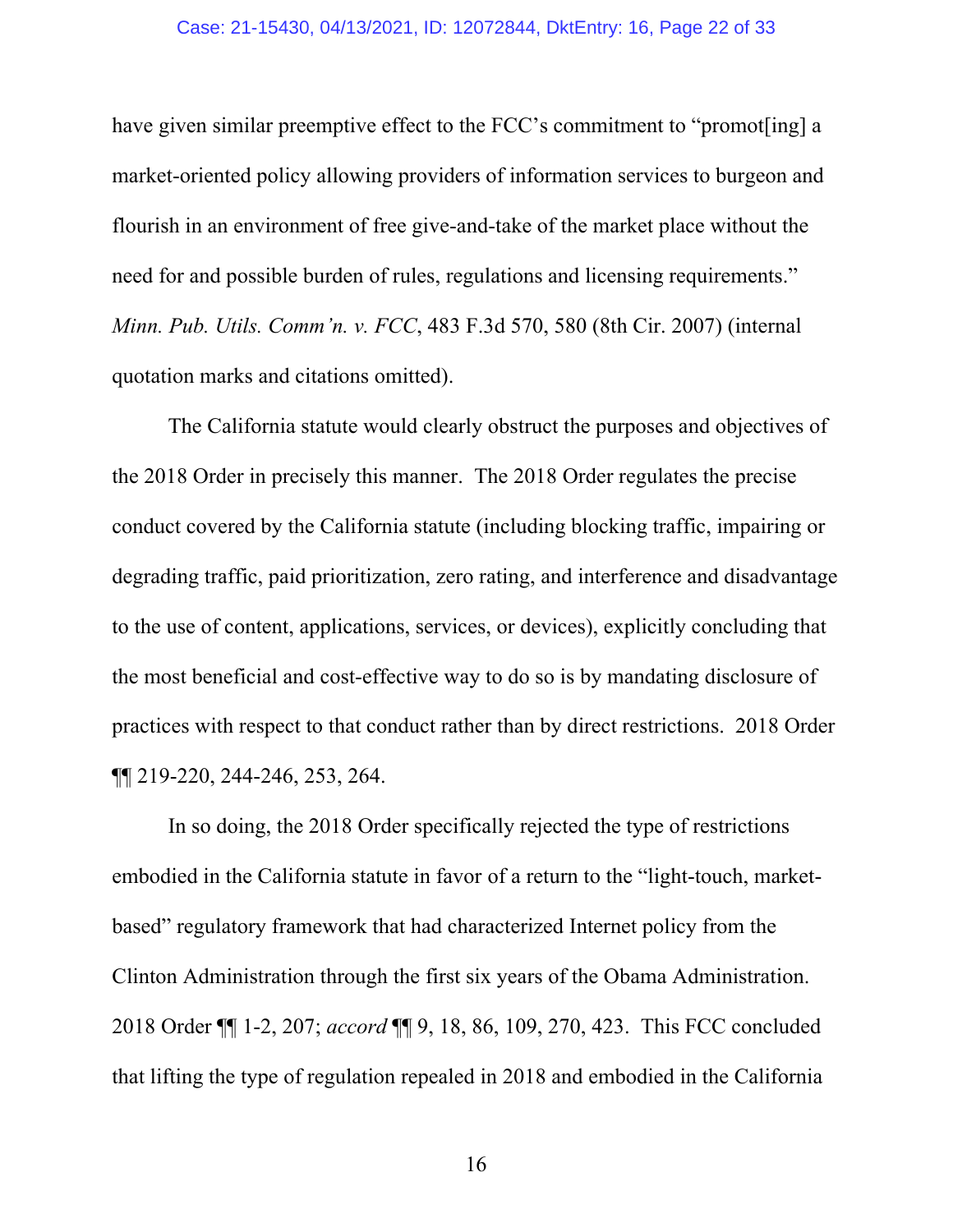have given similar preemptive effect to the FCC's commitment to "promot[ing] a market-oriented policy allowing providers of information services to burgeon and flourish in an environment of free give-and-take of the market place without the need for and possible burden of rules, regulations and licensing requirements." *Minn. Pub. Utils. Comm'n. v. FCC*, 483 F.3d 570, 580 (8th Cir. 2007) (internal quotation marks and citations omitted).

The California statute would clearly obstruct the purposes and objectives of the 2018 Order in precisely this manner. The 2018 Order regulates the precise conduct covered by the California statute (including blocking traffic, impairing or degrading traffic, paid prioritization, zero rating, and interference and disadvantage to the use of content, applications, services, or devices), explicitly concluding that the most beneficial and cost-effective way to do so is by mandating disclosure of practices with respect to that conduct rather than by direct restrictions. 2018 Order ¶¶ 219-220, 244-246, 253, 264.

In so doing, the 2018 Order specifically rejected the type of restrictions embodied in the California statute in favor of a return to the "light-touch, market-based" regulatory framework that had characterized Internet policy from the Clinton Administration through the first six years of the Obama Administration. 2018 Order ¶¶ 1-2, 207; *accord* ¶¶ 9, 18, 86, 109, 270, 423. This FCC concluded that lifting the type of regulation repealed in 2018 and embodied in the California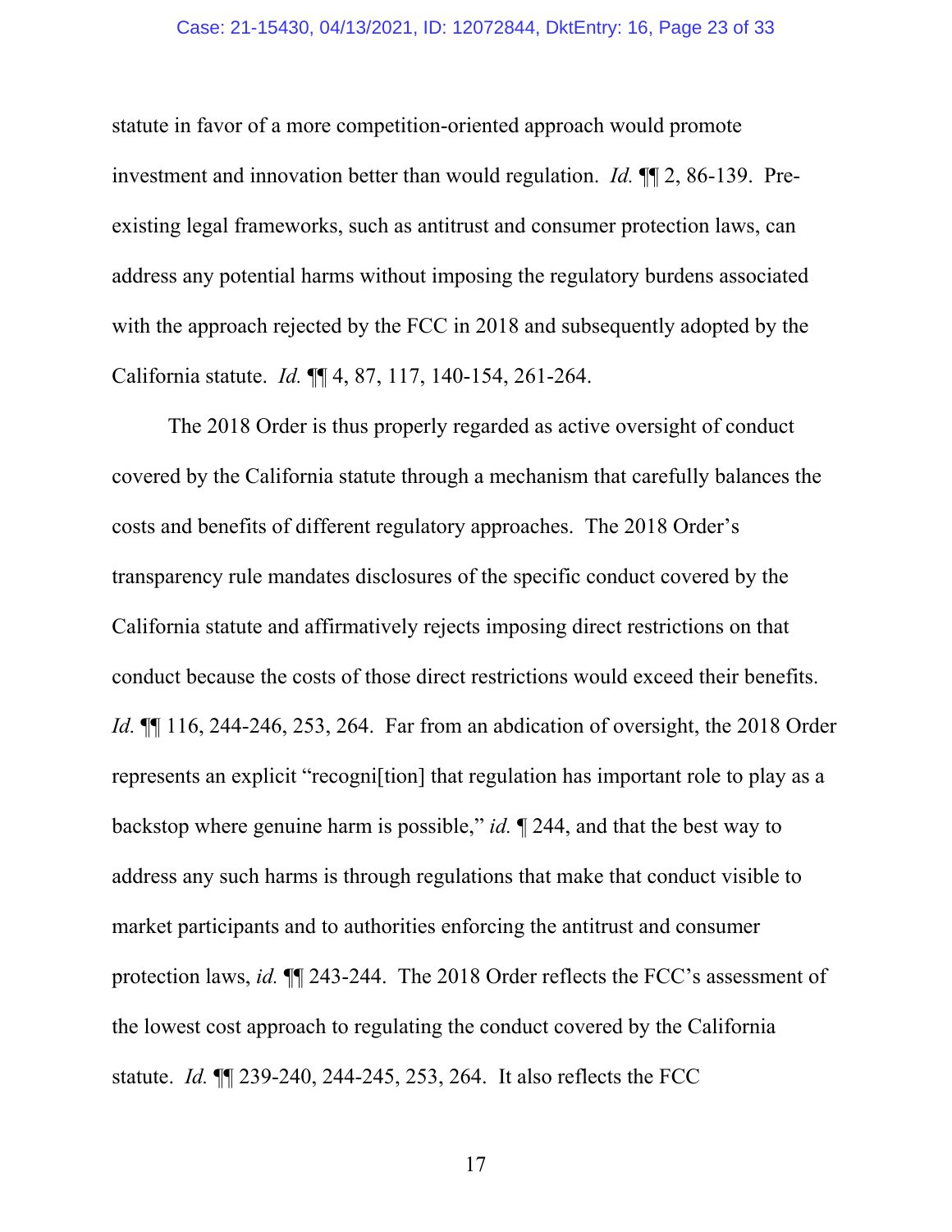statute in favor of a more competition-oriented approach would promote investment and innovation better than would regulation. *Id.* ¶¶ 2, 86-139. Pre-existing legal frameworks, such as antitrust and consumer protection laws, can address any potential harms without imposing the regulatory burdens associated with the approach rejected by the FCC in 2018 and subsequently adopted by the California statute. *Id.* ¶¶ 4, 87, 117, 140-154, 261-264.

The 2018 Order is thus properly regarded as active oversight of conduct covered by the California statute through a mechanism that carefully balances the costs and benefits of different regulatory approaches. The 2018 Order's transparency rule mandates disclosures of the specific conduct covered by the California statute and affirmatively rejects imposing direct restrictions on that conduct because the costs of those direct restrictions would exceed their benefits. *Id.* ¶¶ 116, 244-246, 253, 264. Far from an abdication of oversight, the 2018 Order represents an explicit "recogni[tion] that regulation has important role to play as a backstop where genuine harm is possible," *id.* ¶ 244, and that the best way to address any such harms is through regulations that make that conduct visible to market participants and to authorities enforcing the antitrust and consumer protection laws, *id.* ¶¶ 243-244. The 2018 Order reflects the FCC's assessment of the lowest cost approach to regulating the conduct covered by the California statute. *Id.* ¶¶ 239-240, 244-245, 253, 264. It also reflects the FCC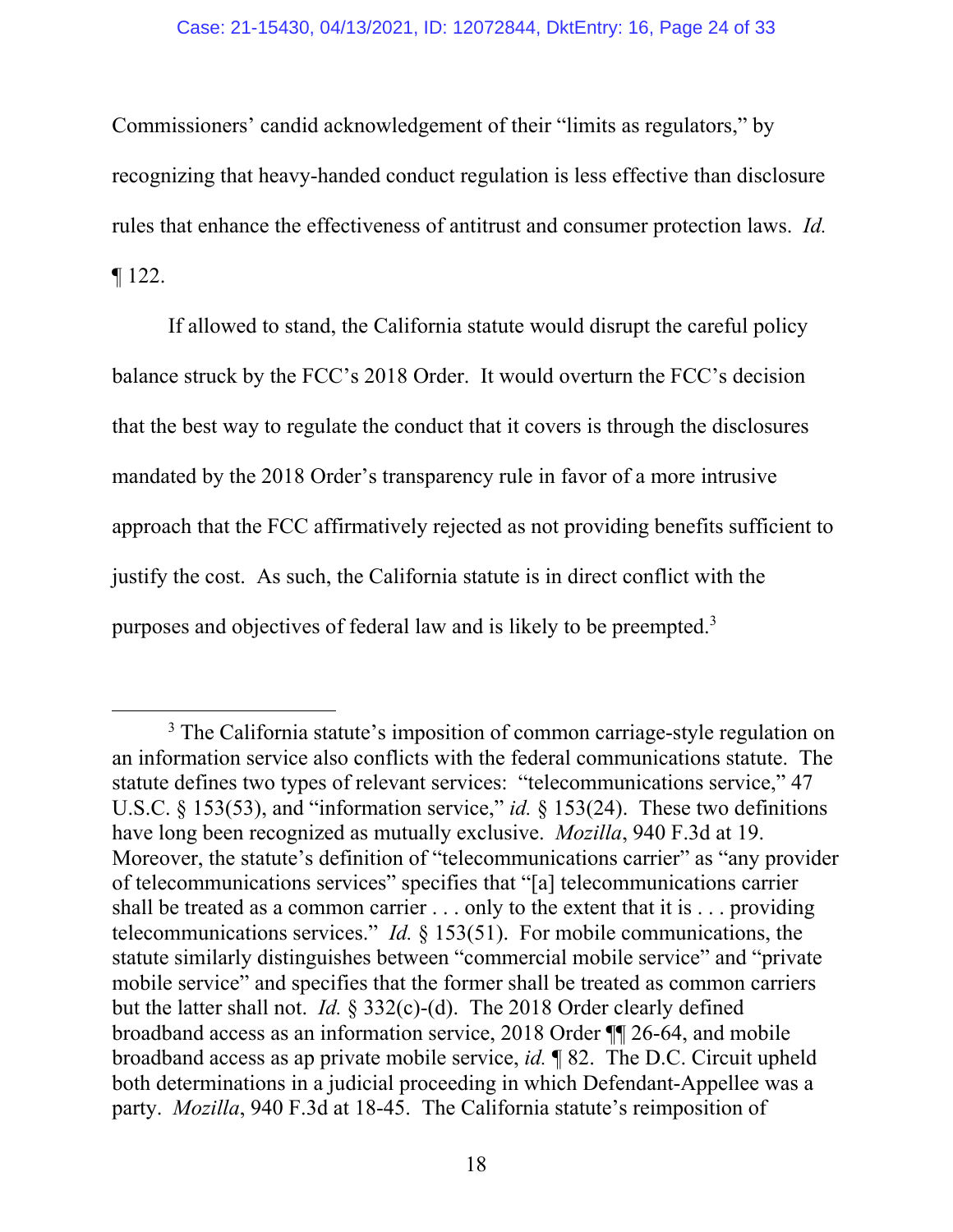Commissioners' candid acknowledgement of their "limits as regulators," by recognizing that heavy-handed conduct regulation is less effective than disclosure rules that enhance the effectiveness of antitrust and consumer protection laws. *Id.* ¶ 122.

If allowed to stand, the California statute would disrupt the careful policy balance struck by the FCC's 2018 Order. It would overturn the FCC's decision that the best way to regulate the conduct that it covers is through the disclosures mandated by the 2018 Order's transparency rule in favor of a more intrusive approach that the FCC affirmatively rejected as not providing benefits sufficient to justify the cost. As such, the California statute is in direct conflict with the purposes and objectives of federal law and is likely to be preempted.[3]

---

[3] The California statute's imposition of common carriage-style regulation on an information service also conflicts with the federal communications statute. The statute defines two types of relevant services: "telecommunications service," 47 U.S.C. § 153(53), and "information service," *id.* § 153(24). These two definitions have long been recognized as mutually exclusive. *Mozilla*, 940 F.3d at 19. Moreover, the statute's definition of "telecommunications carrier" as "any provider of telecommunications services" specifies that "[a] telecommunications carrier shall be treated as a common carrier . . . only to the extent that it is . . . providing telecommunications services." *Id.* § 153(51). For mobile communications, the statute similarly distinguishes between "commercial mobile service" and "private mobile service" and specifies that the former shall be treated as common carriers but the latter shall not. *Id.* § 332(c)-(d). The 2018 Order clearly defined broadband access as an information service, 2018 Order ¶¶ 26-64, and mobile broadband access as ap private mobile service, *id.* ¶ 82. The D.C. Circuit upheld both determinations in a judicial proceeding in which Defendant-Appellee was a party. *Mozilla*, 940 F.3d at 18-45. The California statute's reimposition of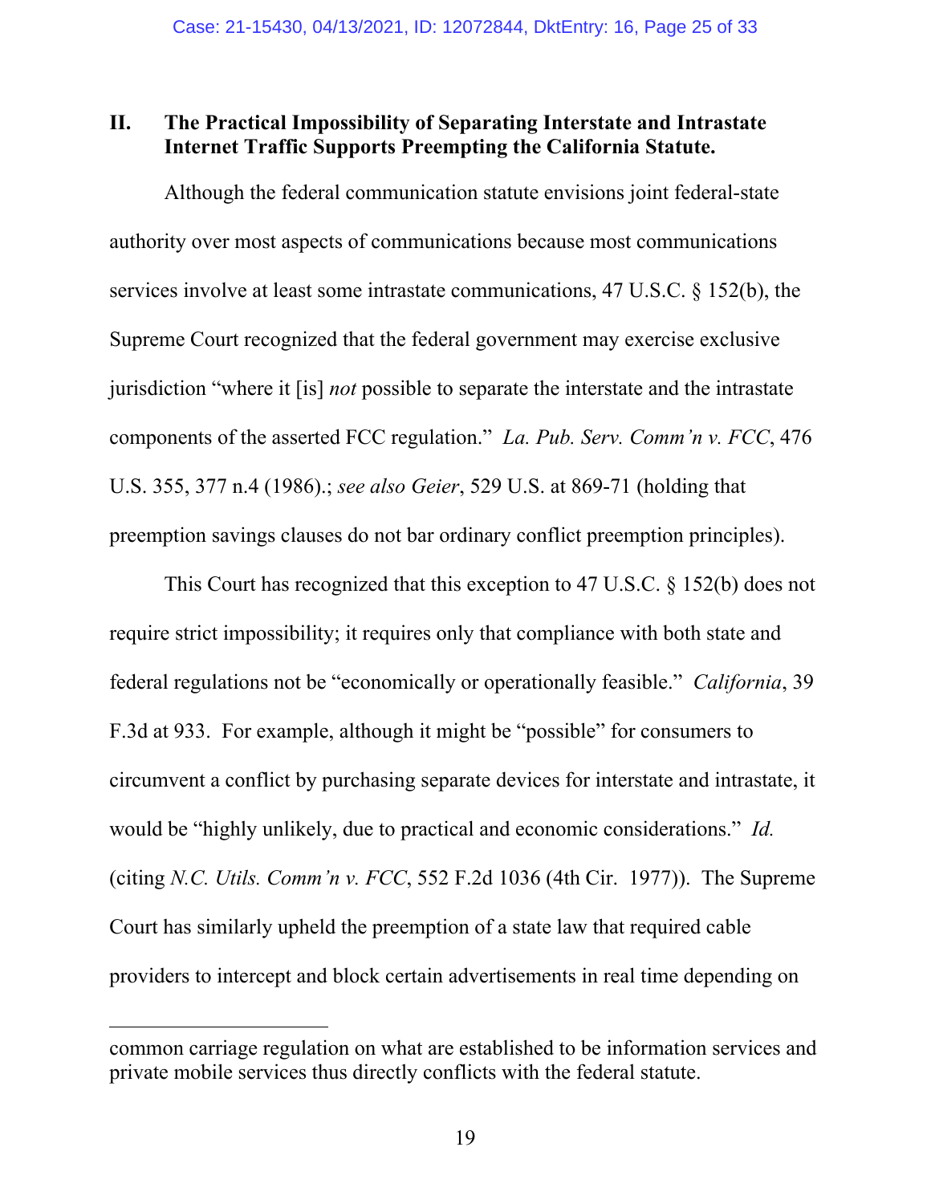## II. The Practical Impossibility of Separating Interstate and Intrastate Internet Traffic Supports Preempting the California Statute.

Although the federal communication statute envisions joint federal-state authority over most aspects of communications because most communications services involve at least some intrastate communications, 47 U.S.C. § 152(b), the Supreme Court recognized that the federal government may exercise exclusive jurisdiction "where it [is] *not* possible to separate the interstate and the intrastate components of the asserted FCC regulation." *La. Pub. Serv. Comm'n v. FCC*, 476 U.S. 355, 377 n.4 (1986).; *see also Geier*, 529 U.S. at 869-71 (holding that preemption savings clauses do not bar ordinary conflict preemption principles).

This Court has recognized that this exception to 47 U.S.C. § 152(b) does not require strict impossibility; it requires only that compliance with both state and federal regulations not be "economically or operationally feasible." *California*, 39 F.3d at 933. For example, although it might be "possible" for consumers to circumvent a conflict by purchasing separate devices for interstate and intrastate, it would be "highly unlikely, due to practical and economic considerations." *Id.* (citing *N.C. Utils. Comm'n v. FCC*, 552 F.2d 1036 (4th Cir. 1977)). The Supreme Court has similarly upheld the preemption of a state law that required cable providers to intercept and block certain advertisements in real time depending on

---

common carriage regulation on what are established to be information services and private mobile services thus directly conflicts with the federal statute.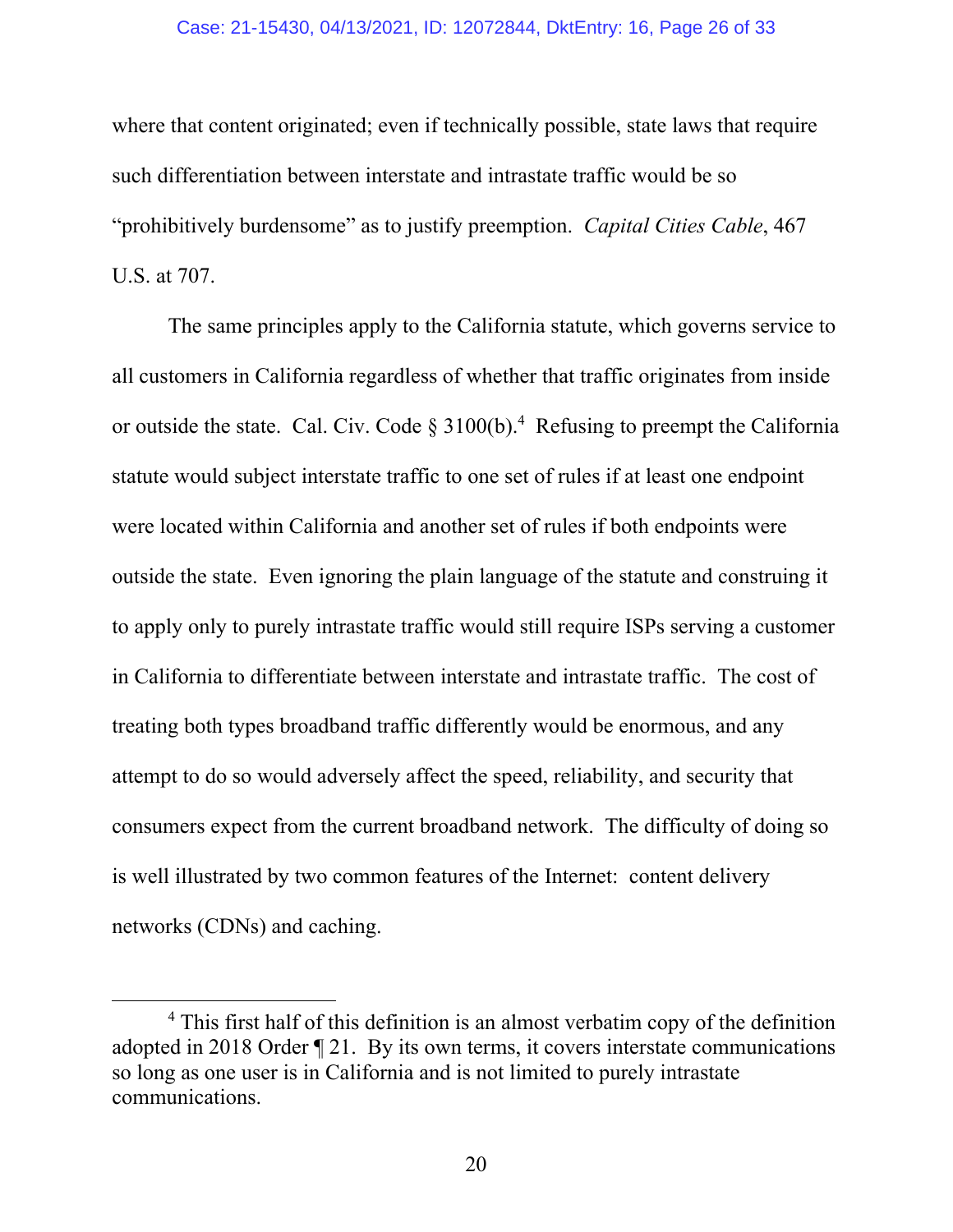where that content originated; even if technically possible, state laws that require such differentiation between interstate and intrastate traffic would be so "prohibitively burdensome" as to justify preemption. *Capital Cities Cable*, 467 U.S. at 707.

The same principles apply to the California statute, which governs service to all customers in California regardless of whether that traffic originates from inside or outside the state. Cal. Civ. Code § 3100(b).[4] Refusing to preempt the California statute would subject interstate traffic to one set of rules if at least one endpoint were located within California and another set of rules if both endpoints were outside the state. Even ignoring the plain language of the statute and construing it to apply only to purely intrastate traffic would still require ISPs serving a customer in California to differentiate between interstate and intrastate traffic. The cost of treating both types broadband traffic differently would be enormous, and any attempt to do so would adversely affect the speed, reliability, and security that consumers expect from the current broadband network. The difficulty of doing so is well illustrated by two common features of the Internet: content delivery networks (CDNs) and caching.

---

[4] This first half of this definition is an almost verbatim copy of the definition adopted in 2018 Order ¶ 21. By its own terms, it covers interstate communications so long as one user is in California and is not limited to purely intrastate communications.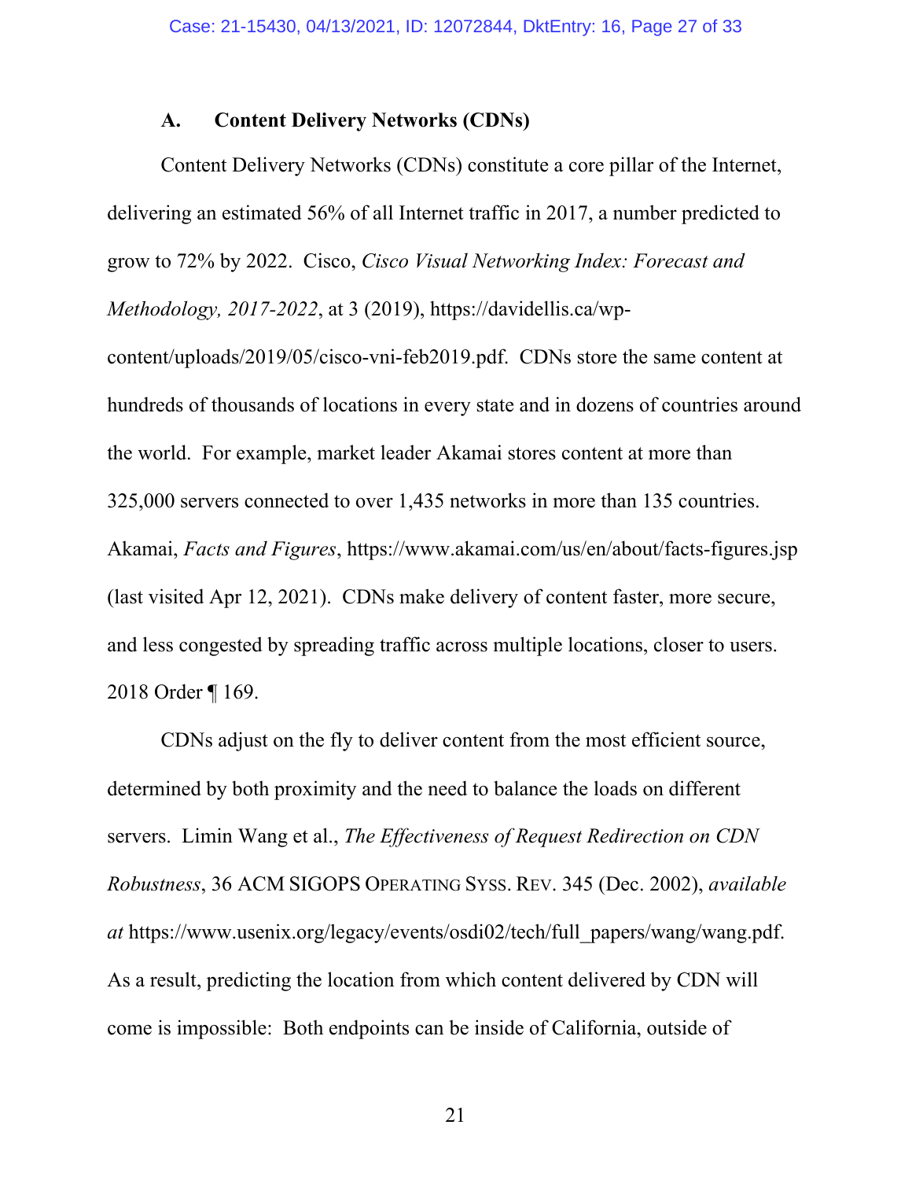### A. Content Delivery Networks (CDNs)

Content Delivery Networks (CDNs) constitute a core pillar of the Internet, delivering an estimated 56% of all Internet traffic in 2017, a number predicted to grow to 72% by 2022. Cisco, *Cisco Visual Networking Index: Forecast and Methodology, 2017-2022*, at 3 (2019), https://davidellis.ca/wp-content/uploads/2019/05/cisco-vni-feb2019.pdf. CDNs store the same content at hundreds of thousands of locations in every state and in dozens of countries around the world. For example, market leader Akamai stores content at more than 325,000 servers connected to over 1,435 networks in more than 135 countries. Akamai, *Facts and Figures*, https://www.akamai.com/us/en/about/facts-figures.jsp (last visited Apr 12, 2021). CDNs make delivery of content faster, more secure, and less congested by spreading traffic across multiple locations, closer to users. 2018 Order ¶ 169.

CDNs adjust on the fly to deliver content from the most efficient source, determined by both proximity and the need to balance the loads on different servers. Limin Wang et al., *The Effectiveness of Request Redirection on CDN Robustness*, 36 ACM SIGOPS OPERATING SYSS. REV. 345 (Dec. 2002), *available at* https://www.usenix.org/legacy/events/osdi02/tech/full_papers/wang/wang.pdf. As a result, predicting the location from which content delivered by CDN will come is impossible: Both endpoints can be inside of California, outside of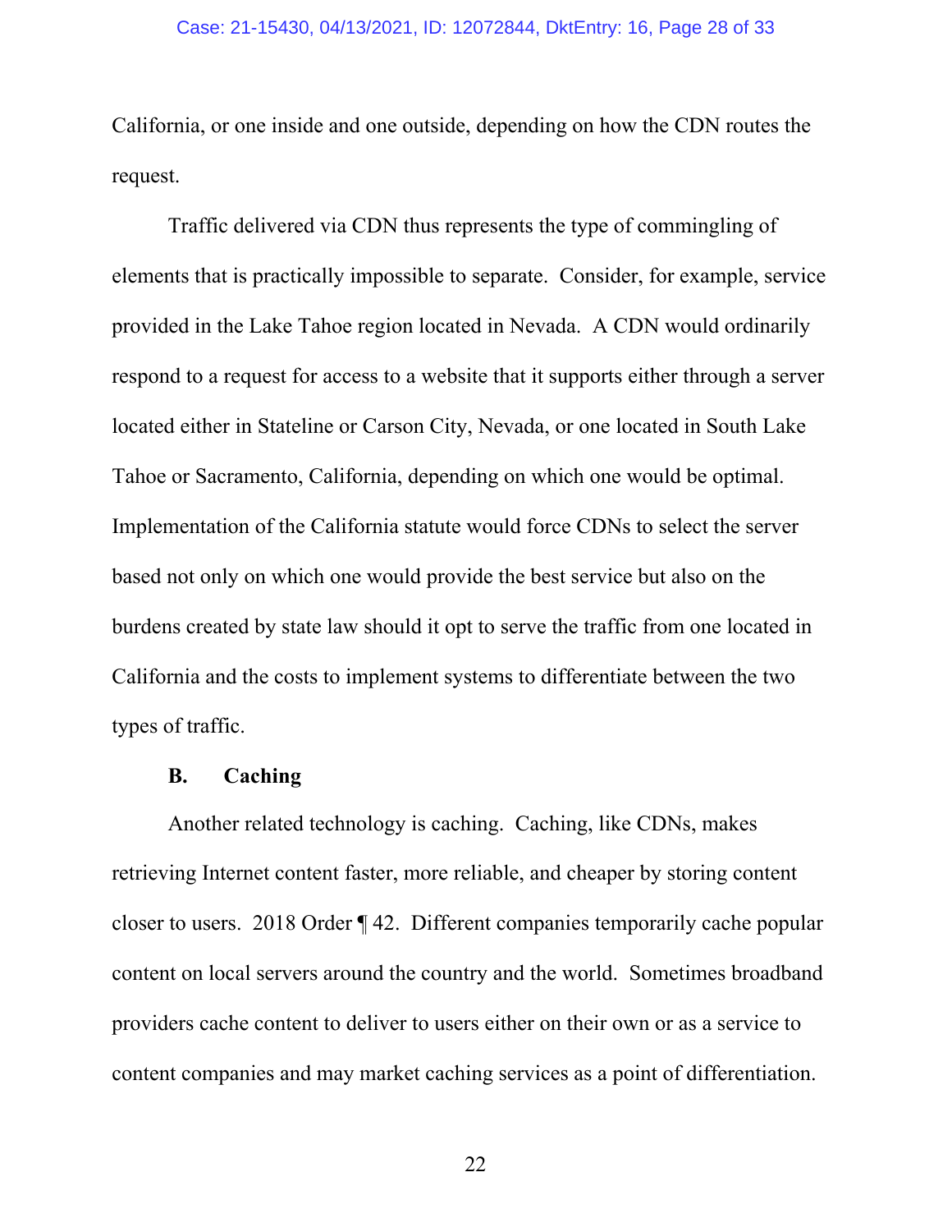California, or one inside and one outside, depending on how the CDN routes the request.

Traffic delivered via CDN thus represents the type of commingling of elements that is practically impossible to separate. Consider, for example, service provided in the Lake Tahoe region located in Nevada. A CDN would ordinarily respond to a request for access to a website that it supports either through a server located either in Stateline or Carson City, Nevada, or one located in South Lake Tahoe or Sacramento, California, depending on which one would be optimal. Implementation of the California statute would force CDNs to select the server based not only on which one would provide the best service but also on the burdens created by state law should it opt to serve the traffic from one located in California and the costs to implement systems to differentiate between the two types of traffic.

### B. Caching

Another related technology is caching. Caching, like CDNs, makes retrieving Internet content faster, more reliable, and cheaper by storing content closer to users. 2018 Order ¶ 42. Different companies temporarily cache popular content on local servers around the country and the world. Sometimes broadband providers cache content to deliver to users either on their own or as a service to content companies and may market caching services as a point of differentiation.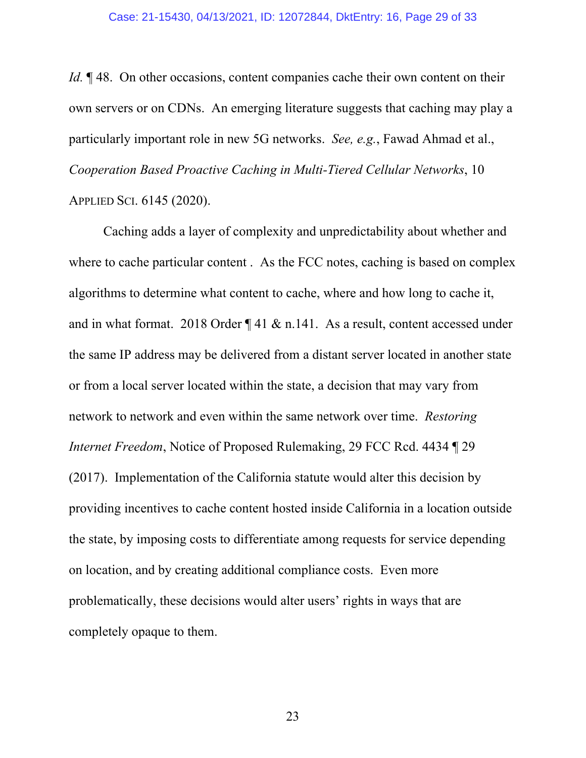*Id.* ¶ 48. On other occasions, content companies cache their own content on their own servers or on CDNs. An emerging literature suggests that caching may play a particularly important role in new 5G networks. *See, e.g.*, Fawad Ahmad et al., *Cooperation Based Proactive Caching in Multi-Tiered Cellular Networks*, 10 APPLIED SCI. 6145 (2020).

Caching adds a layer of complexity and unpredictability about whether and where to cache particular content . As the FCC notes, caching is based on complex algorithms to determine what content to cache, where and how long to cache it, and in what format. 2018 Order ¶ 41 & n.141. As a result, content accessed under the same IP address may be delivered from a distant server located in another state or from a local server located within the state, a decision that may vary from network to network and even within the same network over time. *Restoring Internet Freedom*, Notice of Proposed Rulemaking, 29 FCC Rcd. 4434 ¶ 29 (2017). Implementation of the California statute would alter this decision by providing incentives to cache content hosted inside California in a location outside the state, by imposing costs to differentiate among requests for service depending on location, and by creating additional compliance costs. Even more problematically, these decisions would alter users' rights in ways that are completely opaque to them.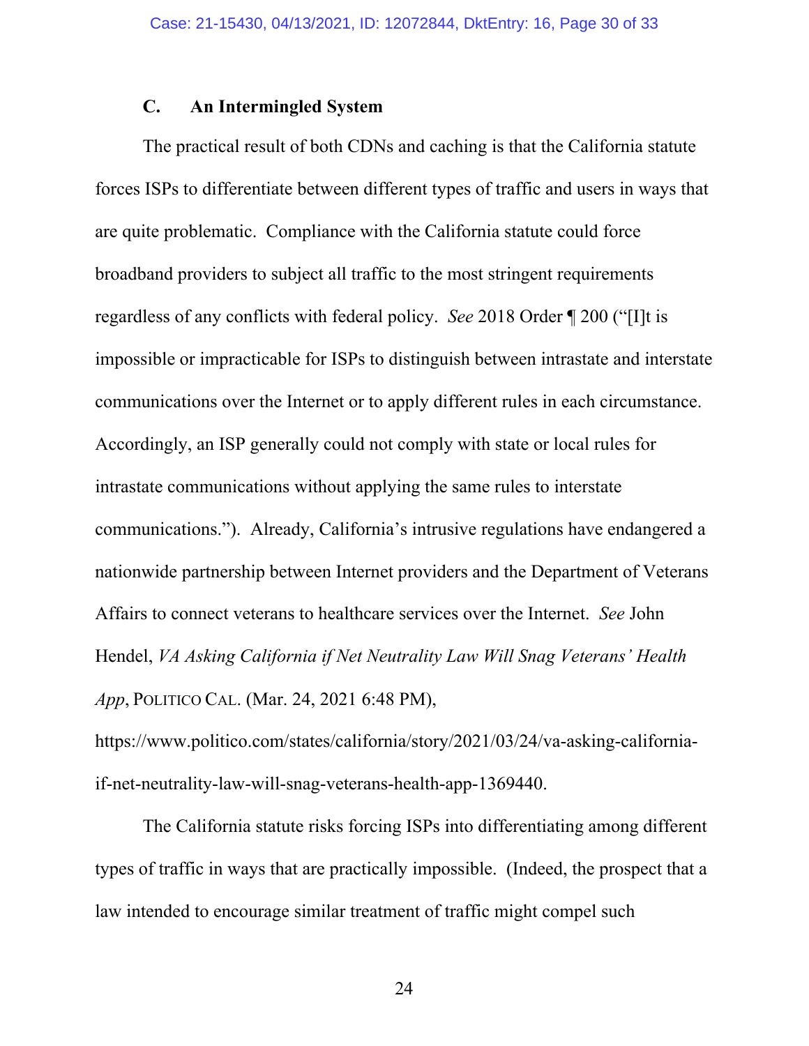### C. An Intermingled System

The practical result of both CDNs and caching is that the California statute forces ISPs to differentiate between different types of traffic and users in ways that are quite problematic. Compliance with the California statute could force broadband providers to subject all traffic to the most stringent requirements regardless of any conflicts with federal policy. *See* 2018 Order ¶ 200 ("[I]t is impossible or impracticable for ISPs to distinguish between intrastate and interstate communications over the Internet or to apply different rules in each circumstance. Accordingly, an ISP generally could not comply with state or local rules for intrastate communications without applying the same rules to interstate communications."). Already, California's intrusive regulations have endangered a nationwide partnership between Internet providers and the Department of Veterans Affairs to connect veterans to healthcare services over the Internet. *See* John Hendel, *VA Asking California if Net Neutrality Law Will Snag Veterans' Health App*, POLITICO CAL. (Mar. 24, 2021 6:48 PM), https://www.politico.com/states/california/story/2021/03/24/va-asking-california-if-net-neutrality-law-will-snag-veterans-health-app-1369440.

The California statute risks forcing ISPs into differentiating among different types of traffic in ways that are practically impossible. (Indeed, the prospect that a law intended to encourage similar treatment of traffic might compel such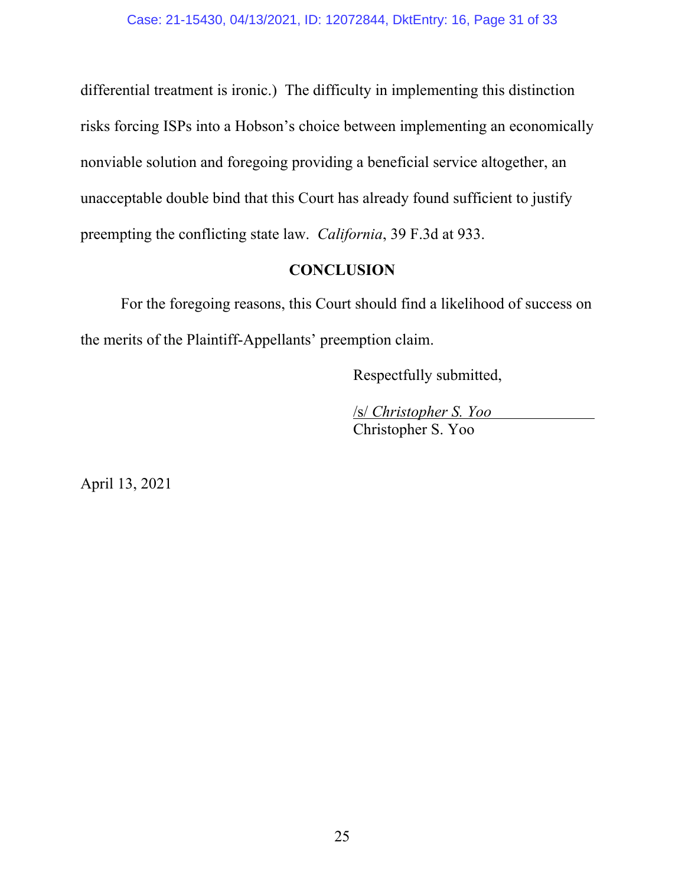differential treatment is ironic.) The difficulty in implementing this distinction risks forcing ISPs into a Hobson's choice between implementing an economically nonviable solution and foregoing providing a beneficial service altogether, an unacceptable double bind that this Court has already found sufficient to justify preempting the conflicting state law. *California*, 39 F.3d at 933.

## CONCLUSION

For the foregoing reasons, this Court should find a likelihood of success on the merits of the Plaintiff-Appellants' preemption claim.

Respectfully submitted,

/s/ *Christopher S. Yoo*
Christopher S. Yoo

April 13, 2021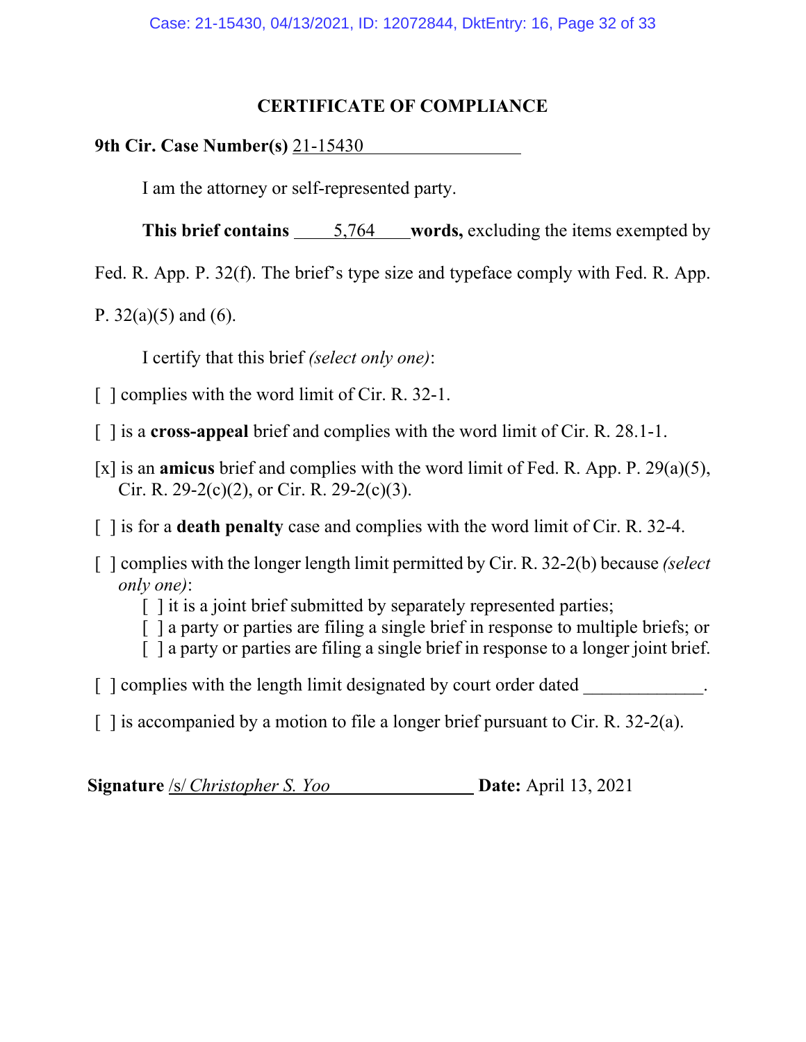## CERTIFICATE OF COMPLIANCE

**9th Cir. Case Number(s)** 21-15430

I am the attorney or self-represented party.

**This brief contains** 5,764 **words,** excluding the items exempted by Fed. R. App. P. 32(f). The brief's type size and typeface comply with Fed. R. App. P. 32(a)(5) and (6).

I certify that this brief *(select only one)*:

[ ] complies with the word limit of Cir. R. 32-1.

[ ] is a **cross-appeal** brief and complies with the word limit of Cir. R. 28.1-1.

[x] is an **amicus** brief and complies with the word limit of Fed. R. App. P. 29(a)(5), Cir. R. 29-2(c)(2), or Cir. R. 29-2(c)(3).

[ ] is for a **death penalty** case and complies with the word limit of Cir. R. 32-4.

[ ] complies with the longer length limit permitted by Cir. R. 32-2(b) because *(select only one)*:
  [ ] it is a joint brief submitted by separately represented parties;
  [ ] a party or parties are filing a single brief in response to multiple briefs; or
  [ ] a party or parties are filing a single brief in response to a longer joint brief.

[ ] complies with the length limit designated by court order dated _____________.

[ ] is accompanied by a motion to file a longer brief pursuant to Cir. R. 32-2(a).

**Signature** /s/ *Christopher S. Yoo* **Date:** April 13, 2021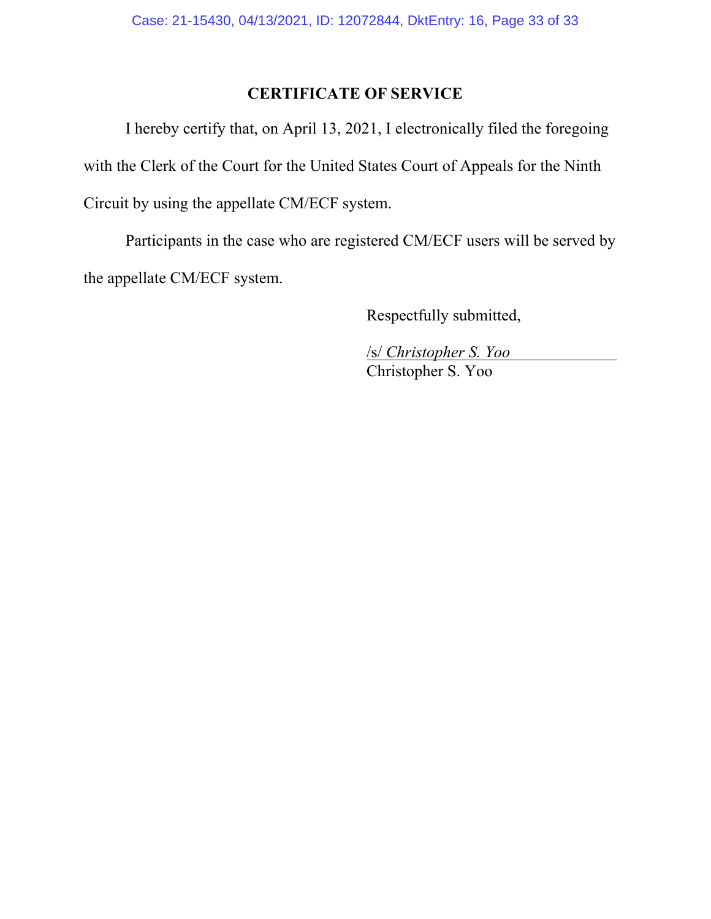## CERTIFICATE OF SERVICE

I hereby certify that, on April 13, 2021, I electronically filed the foregoing with the Clerk of the Court for the United States Court of Appeals for the Ninth Circuit by using the appellate CM/ECF system.

Participants in the case who are registered CM/ECF users will be served by the appellate CM/ECF system.

Respectfully submitted,

/s/ *Christopher S. Yoo*
Christopher S. Yoo